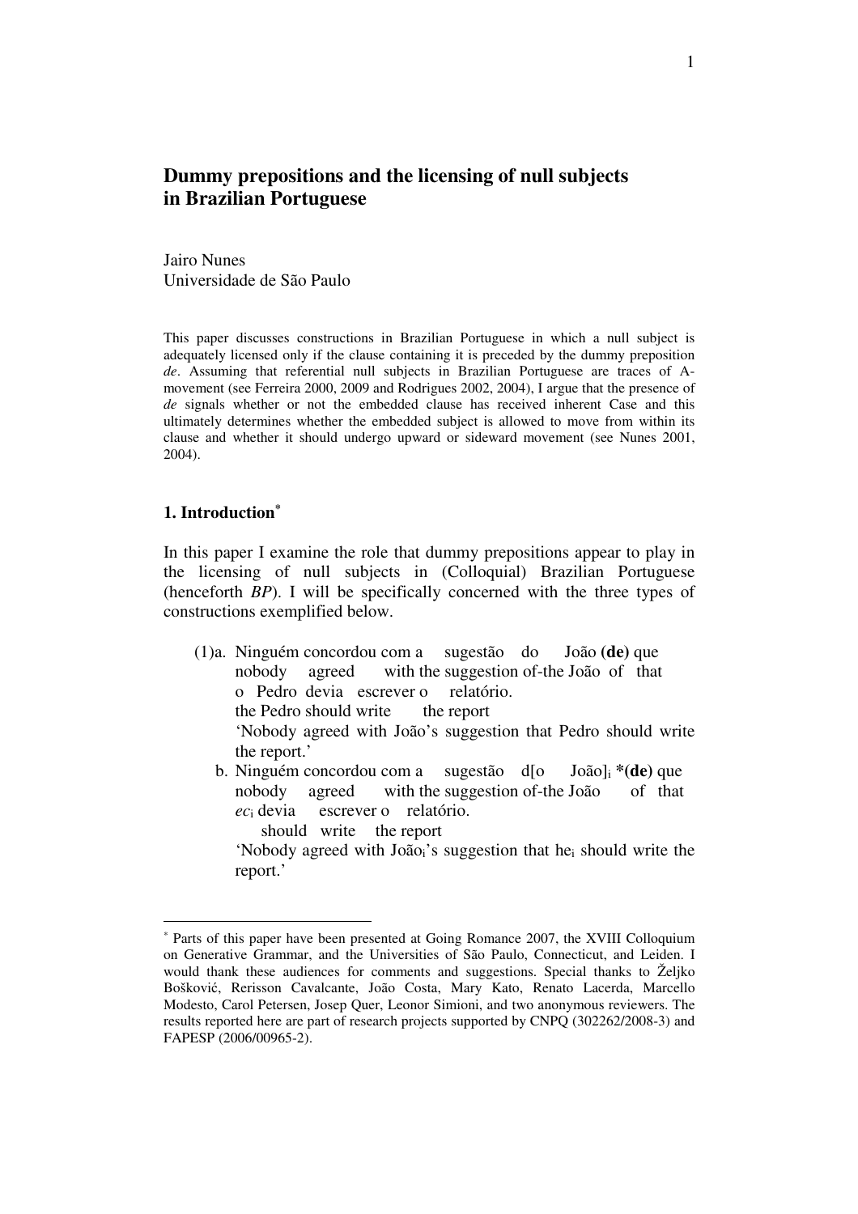# Dummy prepositions and the licensing of null subjects in Brazilian Portuguese

Jairo Nunes
Universidade de São Paulo

This paper discusses constructions in Brazilian Portuguese in which a null subject is adequately licensed only if the clause containing it is preceded by the dummy preposition *de*. Assuming that referential null subjects in Brazilian Portuguese are traces of A-movement (see Ferreira 2000, 2009 and Rodrigues 2002, 2004), I argue that the presence of *de* signals whether or not the embedded clause has received inherent Case and this ultimately determines whether the embedded subject is allowed to move from within its clause and whether it should undergo upward or sideward movement (see Nunes 2001, 2004).

## 1. Introduction[*]

In this paper I examine the role that dummy prepositions appear to play in the licensing of null subjects in (Colloquial) Brazilian Portuguese (henceforth *BP*). I will be specifically concerned with the three types of constructions exemplified below.

(1) a. Ninguém concordou com a sugestão do João **(de)** que o Pedro devia escrever o relatório.
nobody agreed with the suggestion of-the João of that the Pedro should write the report
'Nobody agreed with João's suggestion that Pedro should write the report.'

b. Ninguém concordou com a sugestão d[o João]$_i$ ***(de)** que $ec_i$ devia escrever o relatório.
nobody agreed with the suggestion of-the João of that should write the report
'Nobody agreed with João$_i$'s suggestion that he$_i$ should write the report.'

---

[*] Parts of this paper have been presented at Going Romance 2007, the XVIII Colloquium on Generative Grammar, and the Universities of São Paulo, Connecticut, and Leiden. I would thank these audiences for comments and suggestions. Special thanks to Željko Bošković, Rerisson Cavalcante, João Costa, Mary Kato, Renato Lacerda, Marcello Modesto, Carol Petersen, Josep Quer, Leonor Simioni, and two anonymous reviewers. The results reported here are part of research projects supported by CNPQ (302262/2008-3) and FAPESP (2006/00965-2).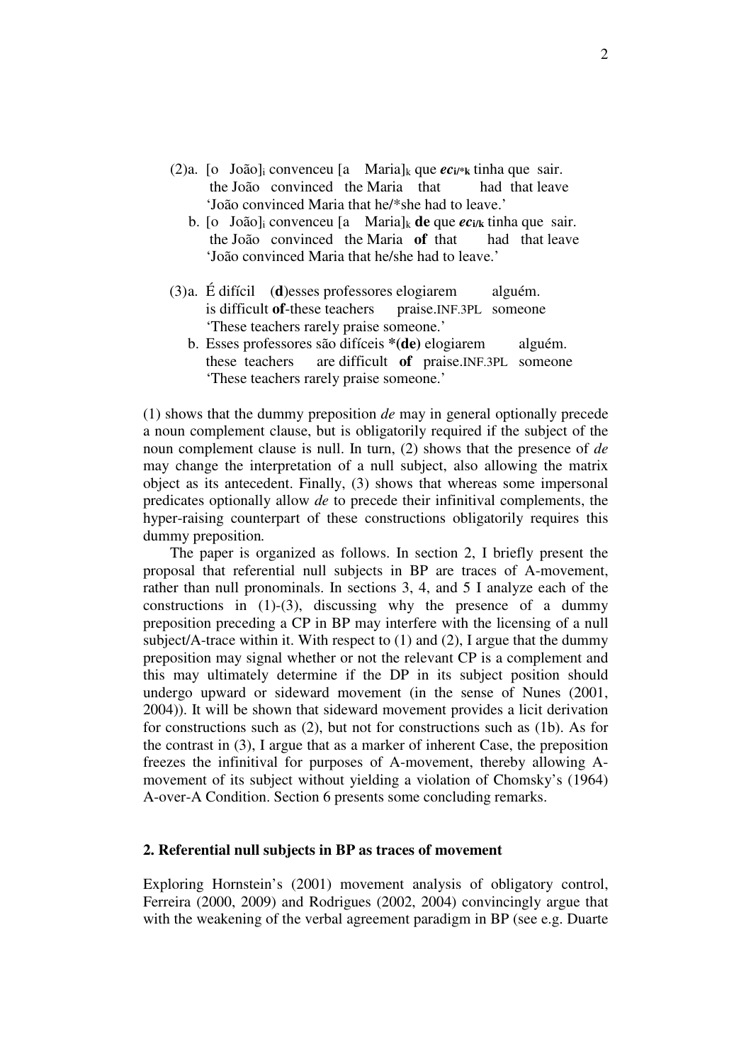(2)a. [o João]$_i$ convenceu [a Maria]$_k$ que ***ec***$_{i/*k}$ tinha que sair.
        the João convinced the Maria that had that leave
        'João convinced Maria that he/*she had to leave.'

  b. [o João]$_i$ convenceu [a Maria]$_k$ **de** que ***ec***$_{i/k}$ tinha que sair.
        the João convinced the Maria **of** that had that leave
        'João convinced Maria that he/she had to leave.'

(3)a. É difícil (**d**)esses professores elogiarem alguém.
        is difficult **of**-these teachers praise.INF.3PL someone
        'These teachers rarely praise someone.'

  b. Esses professores são difíceis ***(de)** elogiarem alguém.
        these teachers are difficult **of** praise.INF.3PL someone
        'These teachers rarely praise someone.'

(1) shows that the dummy preposition *de* may in general optionally precede a noun complement clause, but is obligatorily required if the subject of the noun complement clause is null. In turn, (2) shows that the presence of *de* may change the interpretation of a null subject, also allowing the matrix object as its antecedent. Finally, (3) shows that whereas some impersonal predicates optionally allow *de* to precede their infinitival complements, the hyper-raising counterpart of these constructions obligatorily requires this dummy preposition.

The paper is organized as follows. In section 2, I briefly present the proposal that referential null subjects in BP are traces of A-movement, rather than null pronominals. In sections 3, 4, and 5 I analyze each of the constructions in (1)-(3), discussing why the presence of a dummy preposition preceding a CP in BP may interfere with the licensing of a null subject/A-trace within it. With respect to (1) and (2), I argue that the dummy preposition may signal whether or not the relevant CP is a complement and this may ultimately determine if the DP in its subject position should undergo upward or sideward movement (in the sense of Nunes (2001, 2004)). It will be shown that sideward movement provides a licit derivation for constructions such as (2), but not for constructions such as (1b). As for the contrast in (3), I argue that as a marker of inherent Case, the preposition freezes the infinitival for purposes of A-movement, thereby allowing A-movement of its subject without yielding a violation of Chomsky's (1964) A-over-A Condition. Section 6 presents some concluding remarks.

## 2. Referential null subjects in BP as traces of movement

Exploring Hornstein's (2001) movement analysis of obligatory control, Ferreira (2000, 2009) and Rodrigues (2002, 2004) convincingly argue that with the weakening of the verbal agreement paradigm in BP (see e.g. Duarte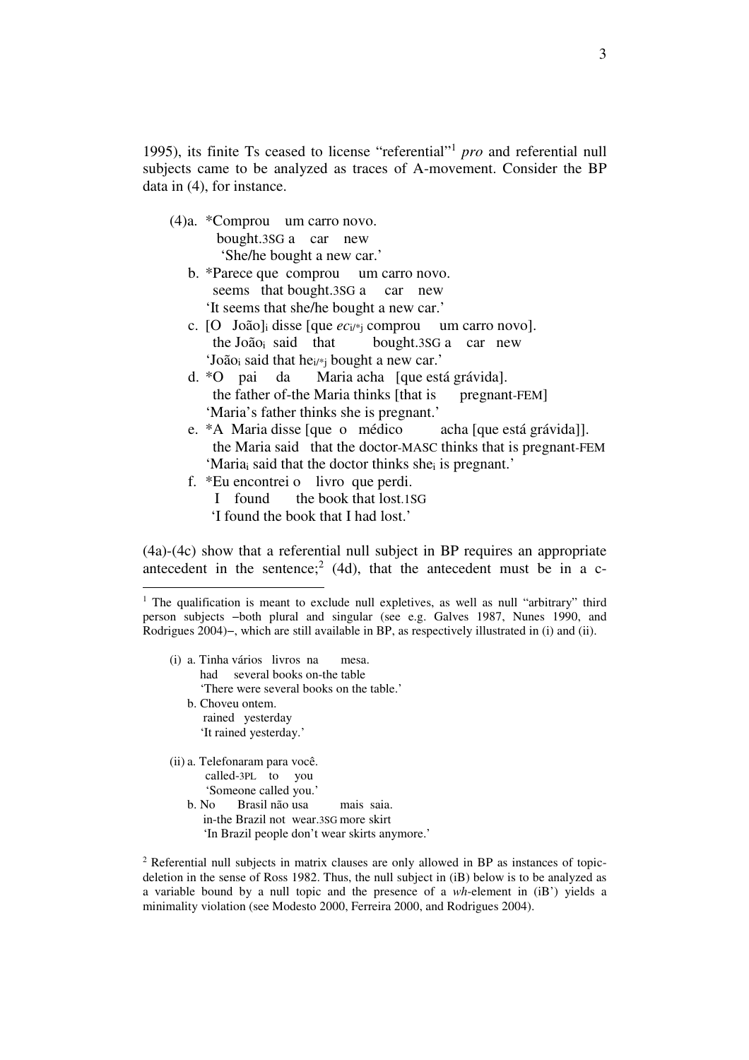1995), its finite Ts ceased to license "referential"[1] *pro* and referential null subjects came to be analyzed as traces of A-movement. Consider the BP data in (4), for instance.

(4)a. \*Comprou um carro novo.
   bought.3SG a car new
   'She/he bought a new car.'

b. \*Parece que comprou um carro novo.
   seems that bought.3SG a car new
   'It seems that she/he bought a new car.'

c. [O João]$_i$ disse [que *ec*$_{i/*j}$ comprou um carro novo].
   the João$_i$ said that bought.3SG a car new
   'João$_i$ said that he$_{i/*j}$ bought a new car.'

d. \*O pai da Maria acha [que está grávida].
   the father of-the Maria thinks [that is pregnant-FEM]
   'Maria's father thinks she is pregnant.'

e. \*A Maria disse [que o médico acha [que está grávida]].
   the Maria said that the doctor-MASC thinks that is pregnant-FEM
   'Maria$_i$ said that the doctor thinks she$_i$ is pregnant.'

f. \*Eu encontrei o livro que perdi.
   I found the book that lost.1SG
   'I found the book that I had lost.'

(4a)-(4c) show that a referential null subject in BP requires an appropriate antecedent in the sentence;[2] (4d), that the antecedent must be in a c-

---

[1] The qualification is meant to exclude null expletives, as well as null "arbitrary" third person subjects –both plural and singular (see e.g. Galves 1987, Nunes 1990, and Rodrigues 2004)–, which are still available in BP, as respectively illustrated in (i) and (ii).

(i) a. Tinha vários livros na mesa.
   had several books on-the table
   'There were several books on the table.'

b. Choveu ontem.
   rained yesterday
   'It rained yesterday.'

(ii) a. Telefonaram para você.
   called-3PL to you
   'Someone called you.'

b. No Brasil não usa mais saia.
   in-the Brazil not wear.3SG more skirt
   'In Brazil people don't wear skirts anymore.'

[2] Referential null subjects in matrix clauses are only allowed in BP as instances of topic-deletion in the sense of Ross 1982. Thus, the null subject in (iB) below is to be analyzed as a variable bound by a null topic and the presence of a *wh*-element in (iB') yields a minimality violation (see Modesto 2000, Ferreira 2000, and Rodrigues 2004).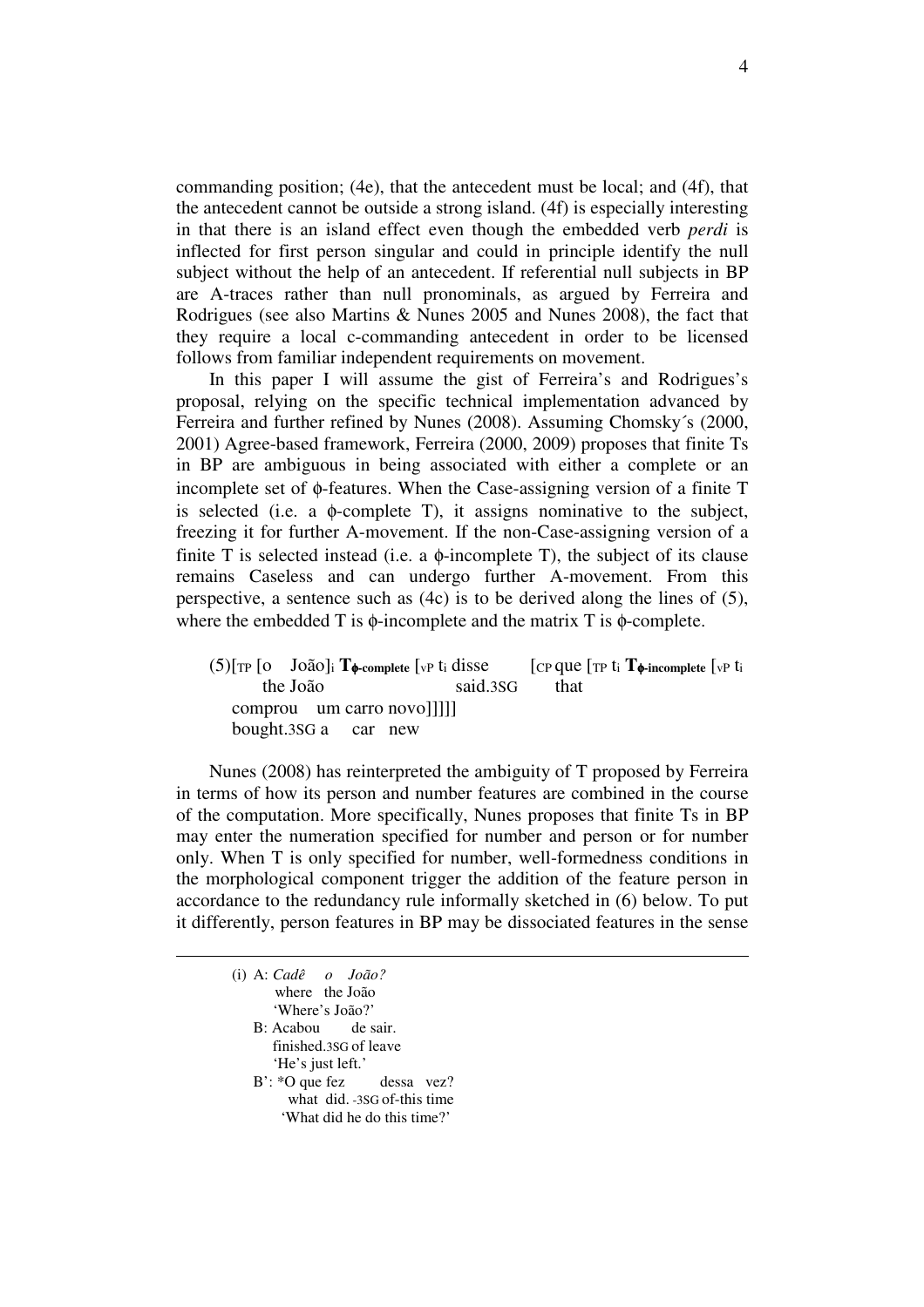commanding position; (4e), that the antecedent must be local; and (4f), that the antecedent cannot be outside a strong island. (4f) is especially interesting in that there is an island effect even though the embedded verb *perdi* is inflected for first person singular and could in principle identify the null subject without the help of an antecedent. If referential null subjects in BP are A-traces rather than null pronominals, as argued by Ferreira and Rodrigues (see also Martins & Nunes 2005 and Nunes 2008), the fact that they require a local c-commanding antecedent in order to be licensed follows from familiar independent requirements on movement.

In this paper I will assume the gist of Ferreira's and Rodrigues's proposal, relying on the specific technical implementation advanced by Ferreira and further refined by Nunes (2008). Assuming Chomsky´s (2000, 2001) Agree-based framework, Ferreira (2000, 2009) proposes that finite Ts in BP are ambiguous in being associated with either a complete or an incomplete set of ϕ-features. When the Case-assigning version of a finite T is selected (i.e. a ϕ-complete T), it assigns nominative to the subject, freezing it for further A-movement. If the non-Case-assigning version of a finite T is selected instead (i.e. a ϕ-incomplete T), the subject of its clause remains Caseless and can undergo further A-movement. From this perspective, a sentence such as (4c) is to be derived along the lines of (5), where the embedded T is ϕ-incomplete and the matrix T is ϕ-complete.

(5) [$_{TP}$ [o João]$_i$ **T$_{\phi\text{-complete}}$** [$_{vP}$ t$_i$ disse [$_{CP}$ que [$_{TP}$ t$_i$ **T$_{\phi\text{-incomplete}}$** [$_{vP}$ t$_i$
 the João said.3SG that
 comprou um carro novo]]]]]
 bought.3SG a car new

Nunes (2008) has reinterpreted the ambiguity of T proposed by Ferreira in terms of how its person and number features are combined in the course of the computation. More specifically, Nunes proposes that finite Ts in BP may enter the numeration specified for number and person or for number only. When T is only specified for number, well-formedness conditions in the morphological component trigger the addition of the feature person in accordance to the redundancy rule informally sketched in (6) below. To put it differently, person features in BP may be dissociated features in the sense

---

(i) A: *Cadê o João?*
 where the João
 'Where's João?'
 B: Acabou de sair.
 finished.3SG of leave
 'He's just left.'
 B': *O que fez dessa vez?
 what did.-3SG of-this time
 'What did he do this time?'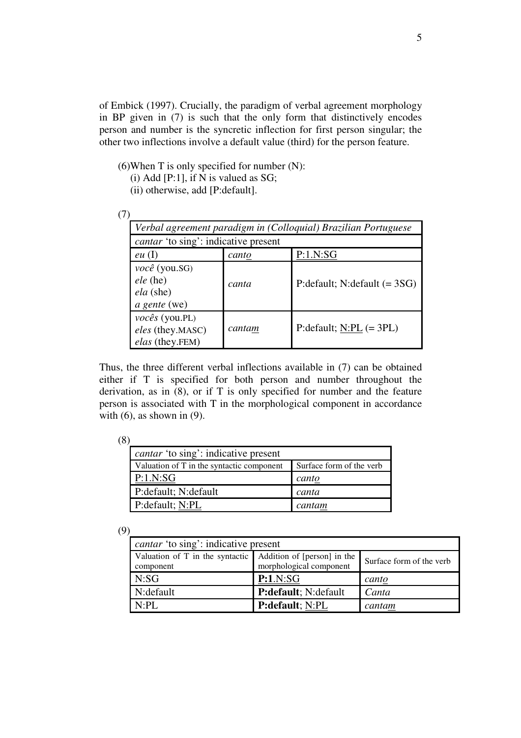of Embick (1997). Crucially, the paradigm of verbal agreement morphology in BP given in (7) is such that the only form that distinctively encodes person and number is the syncretic inflection for first person singular; the other two inflections involve a default value (third) for the person feature.

(6) When T is only specified for number (N):
   (i) Add [P:1], if N is valued as SG;
   (ii) otherwise, add [P:default].

(7)

| *Verbal agreement paradigm in (Colloquial) Brazilian Portuguese* | | |
|---|---|---|
| *cantar* 'to sing': indicative present | | |
| *eu* (I) | *canto* | <u>P:1.N:SG</u> |
| *você* (you.SG) *ele* (he) *ela* (she) *a gente* (we) | *canta* | P:default; N:default (= 3SG) |
| *vocês* (you.PL) *eles* (they.MASC) *elas* (they.FEM) | *cantam* | P:default; <u>N:PL</u> (= 3PL) |

Thus, the three different verbal inflections available in (7) can be obtained either if T is specified for both person and number throughout the derivation, as in (8), or if T is only specified for number and the feature person is associated with T in the morphological component in accordance with (6), as shown in (9).

(8)

| *cantar* 'to sing': indicative present | |
|---|---|
| Valuation of T in the syntactic component | Surface form of the verb |
| <u>P:1.N:SG</u> | *canto* |
| P:default; N:default | *canta* |
| P:default; <u>N:PL</u> | *cantam* |

(9)

| *cantar* 'to sing': indicative present | | |
|---|---|---|
| Valuation of T in the syntactic component | Addition of [person] in the morphological component | Surface form of the verb |
| N:SG | **P:1**.N:SG | *canto* |
| N:default | **P:default**; N:default | *Canta* |
| N:PL | **P:default**; <u>N:PL</u> | *cantam* |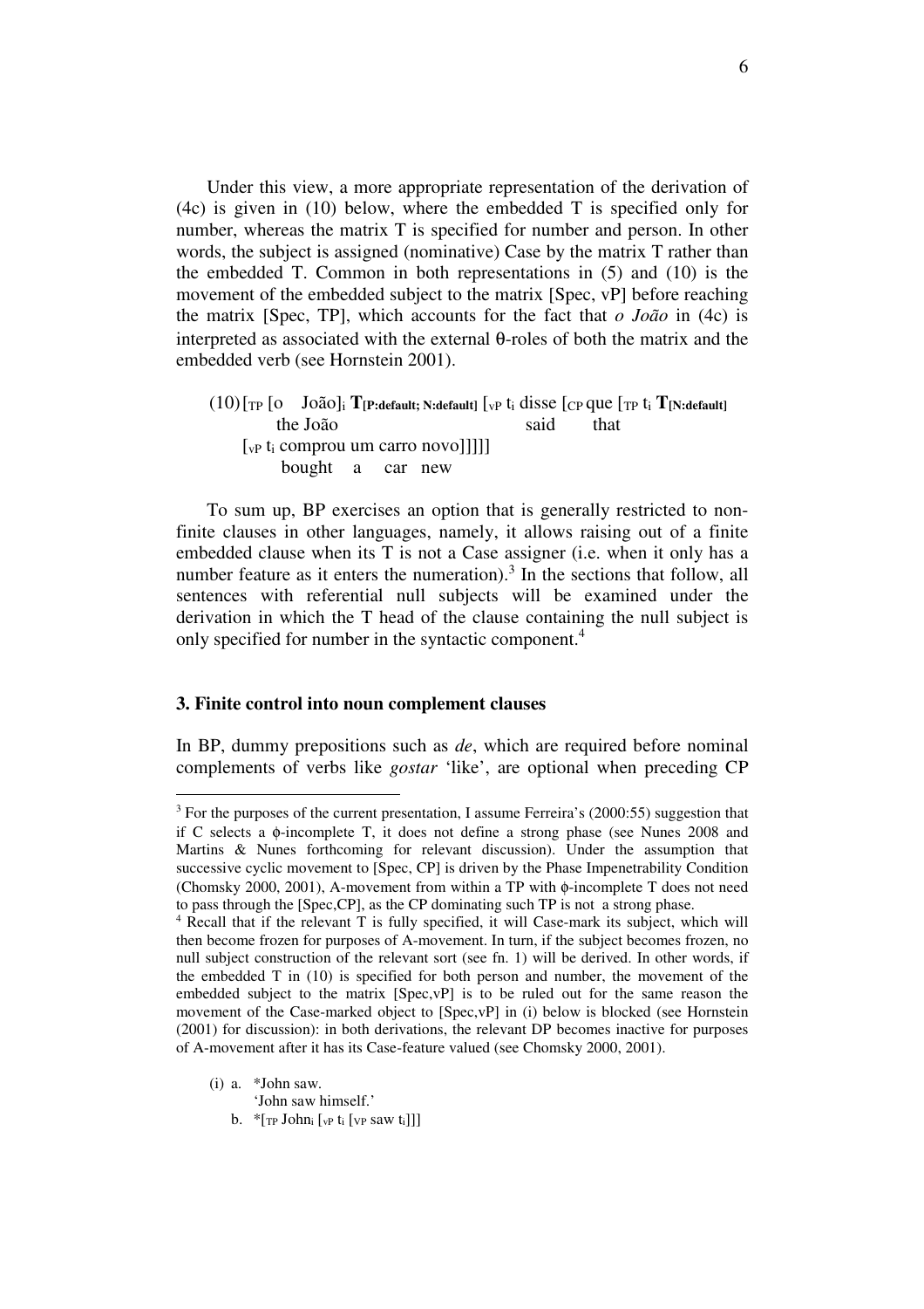Under this view, a more appropriate representation of the derivation of (4c) is given in (10) below, where the embedded T is specified only for number, whereas the matrix T is specified for number and person. In other words, the subject is assigned (nominative) Case by the matrix T rather than the embedded T. Common in both representations in (5) and (10) is the movement of the embedded subject to the matrix [Spec, vP] before reaching the matrix [Spec, TP], which accounts for the fact that *o João* in (4c) is interpreted as associated with the external θ-roles of both the matrix and the embedded verb (see Hornstein 2001).

(10) [$_{TP}$ [o João]$_i$ **T**$_{[P:default; N:default]}$ [$_{vP}$ t$_i$ disse [$_{CP}$ que [$_{TP}$ t$_i$ **T**$_{[N:default]}$
the João said that
[$_{vP}$ t$_i$ comprou um carro novo]]]]]
bought a car new

To sum up, BP exercises an option that is generally restricted to non-finite clauses in other languages, namely, it allows raising out of a finite embedded clause when its T is not a Case assigner (i.e. when it only has a number feature as it enters the numeration).[3] In the sections that follow, all sentences with referential null subjects will be examined under the derivation in which the T head of the clause containing the null subject is only specified for number in the syntactic component.[4]

### 3. Finite control into noun complement clauses

In BP, dummy prepositions such as *de*, which are required before nominal complements of verbs like *gostar* 'like', are optional when preceding CP

---

[3] For the purposes of the current presentation, I assume Ferreira's (2000:55) suggestion that if C selects a ϕ-incomplete T, it does not define a strong phase (see Nunes 2008 and Martins & Nunes forthcoming for relevant discussion). Under the assumption that successive cyclic movement to [Spec, CP] is driven by the Phase Impenetrability Condition (Chomsky 2000, 2001), A-movement from within a TP with ϕ-incomplete T does not need to pass through the [Spec,CP], as the CP dominating such TP is not a strong phase.

[4] Recall that if the relevant T is fully specified, it will Case-mark its subject, which will then become frozen for purposes of A-movement. In turn, if the subject becomes frozen, no null subject construction of the relevant sort (see fn. 1) will be derived. In other words, if the embedded T in (10) is specified for both person and number, the movement of the embedded subject to the matrix [Spec,vP] is to be ruled out for the same reason the movement of the Case-marked object to [Spec,vP] in (i) below is blocked (see Hornstein (2001) for discussion): in both derivations, the relevant DP becomes inactive for purposes of A-movement after it has its Case-feature valued (see Chomsky 2000, 2001).

(i) a. *John saw.
'John saw himself.'
b. *[$_{TP}$ John$_i$ [$_{vP}$ t$_i$ [$_{VP}$ saw t$_i$]]]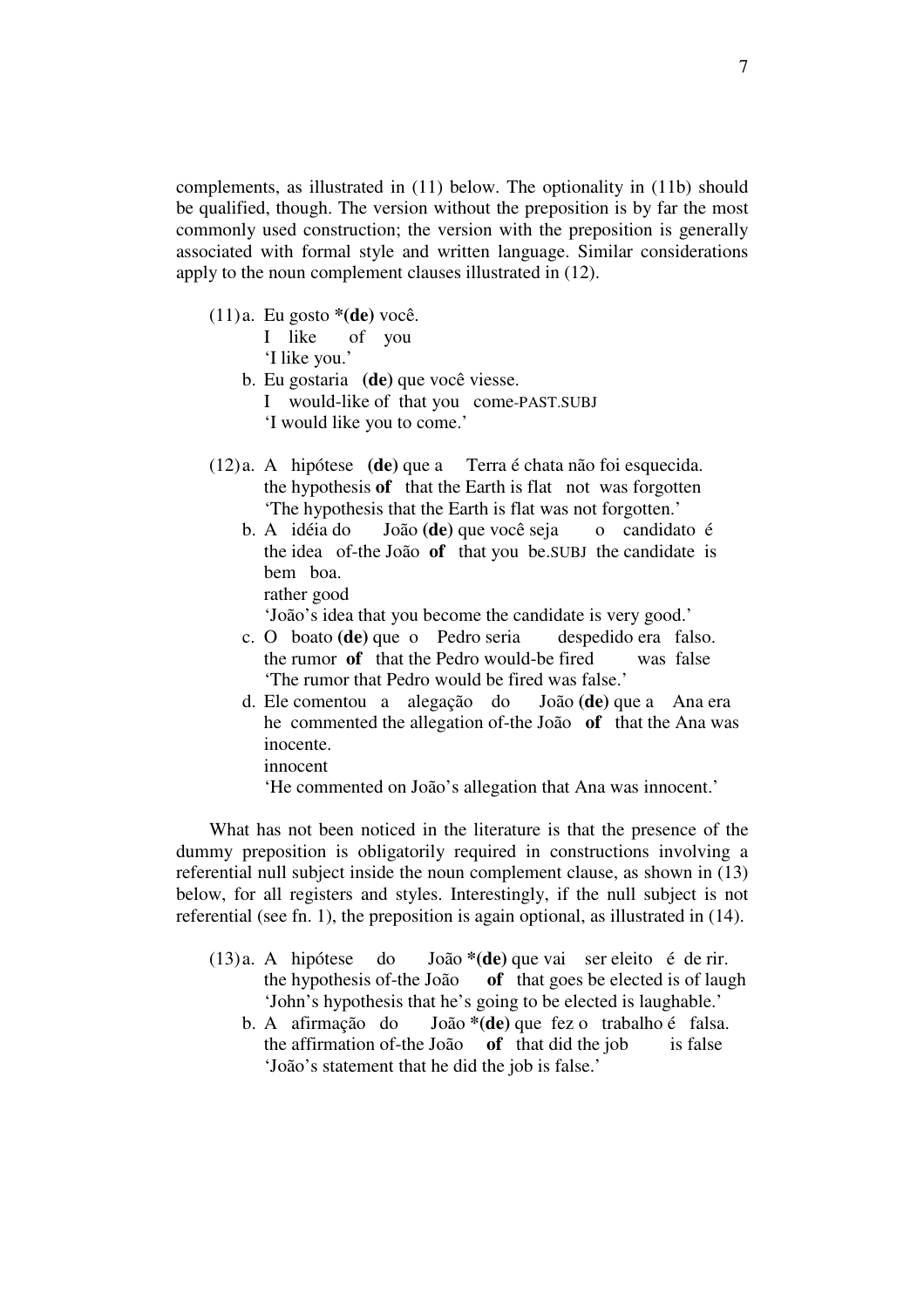complements, as illustrated in (11) below. The optionality in (11b) should be qualified, though. The version without the preposition is by far the most commonly used construction; the version with the preposition is generally associated with formal style and written language. Similar considerations apply to the noun complement clauses illustrated in (12).

(11) a. Eu gosto ***(de)** você.
   I like of you
   'I like you.'

b. Eu gostaria **(de)** que você viesse.
   I would-like of that you come-PAST.SUBJ
   'I would like you to come.'

(12) a. A hipótese **(de)** que a Terra é chata não foi esquecida.
   the hypothesis **of** that the Earth is flat not was forgotten
   'The hypothesis that the Earth is flat was not forgotten.'

b. A idéia do João **(de)** que você seja o candidato é bem boa.
   the idea of-the João **of** that you be.SUBJ the candidate is rather good
   'João's idea that you become the candidate is very good.'

c. O boato **(de)** que o Pedro seria despedido era falso.
   the rumor **of** that the Pedro would-be fired was false
   'The rumor that Pedro would be fired was false.'

d. Ele comentou a alegação do João **(de)** que a Ana era inocente.
   he commented the allegation of-the João **of** that the Ana was innocent
   'He commented on João's allegation that Ana was innocent.'

What has not been noticed in the literature is that the presence of the dummy preposition is obligatorily required in constructions involving a referential null subject inside the noun complement clause, as shown in (13) below, for all registers and styles. Interestingly, if the null subject is not referential (see fn. 1), the preposition is again optional, as illustrated in (14).

(13) a. A hipótese do João ***(de)** que vai ser eleito é de rir.
   the hypothesis of-the João **of** that goes be elected is of laugh
   'John's hypothesis that he's going to be elected is laughable.'

b. A afirmação do João ***(de)** que fez o trabalho é falsa.
   the affirmation of-the João **of** that did the job is false
   'João's statement that he did the job is false.'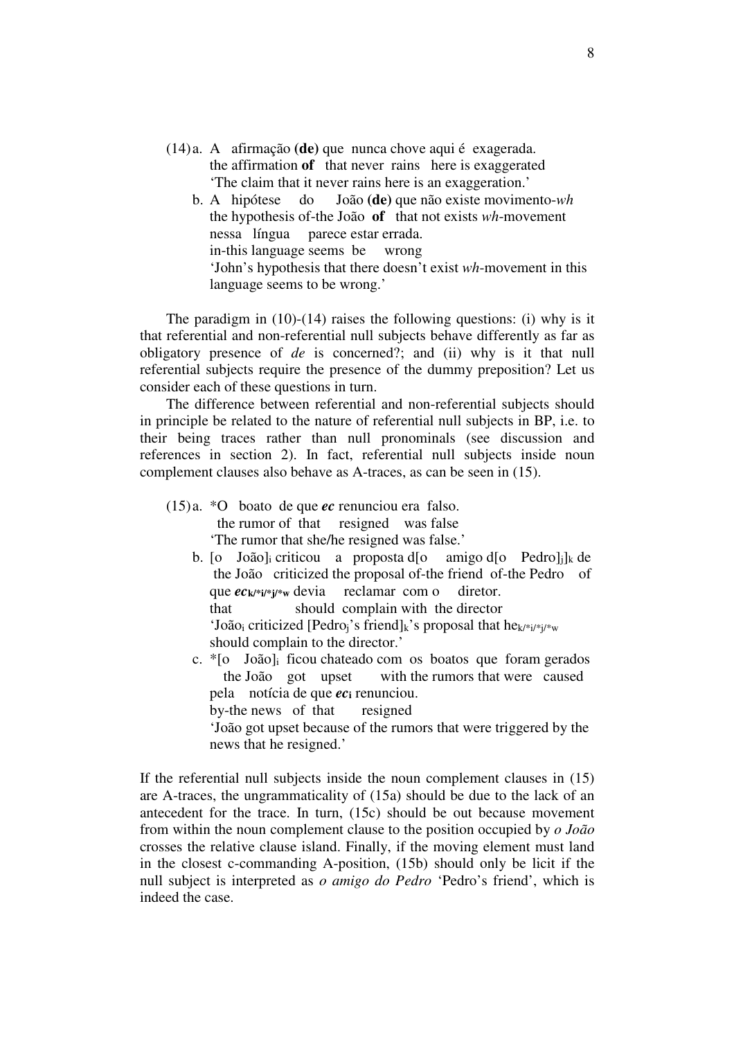(14) a. A afirmação **(de)** que nunca chove aqui é exagerada.
  the affirmation **of** that never rains here is exaggerated
  'The claim that it never rains here is an exaggeration.'

 b. A hipótese do João **(de)** que não existe movimento-*wh*
  the hypothesis of-the João **of** that not exists *wh*-movement
  nessa língua parece estar errada.
  in-this language seems be wrong
  'John's hypothesis that there doesn't exist *wh*-movement in this language seems to be wrong.'

The paradigm in (10)-(14) raises the following questions: (i) why is it that referential and non-referential null subjects behave differently as far as obligatory presence of *de* is concerned?; and (ii) why is it that null referential subjects require the presence of the dummy preposition? Let us consider each of these questions in turn.

The difference between referential and non-referential subjects should in principle be related to the nature of referential null subjects in BP, i.e. to their being traces rather than null pronominals (see discussion and references in section 2). In fact, referential null subjects inside noun complement clauses also behave as A-traces, as can be seen in (15).

(15) a. *O boato de que ***ec*** renunciou era falso.
  the rumor of that resigned was false
  'The rumor that she/he resigned was false.'

 b. [o João]$_i$ criticou a proposta d[o amigo d[o Pedro]$_j$]$_k$ de
  the João criticized the proposal of-the friend of-the Pedro of
  que ***ec***$_{k/*i/*j/*w}$ devia reclamar com o diretor.
  that should complain with the director
  'João$_i$ criticized [Pedro$_j$'s friend]$_k$'s proposal that he$_{k/*i/*j/*w}$ should complain to the director.'

 c. *[o João]$_i$ ficou chateado com os boatos que foram gerados
  the João got upset with the rumors that were caused
  pela notícia de que ***ec***$_i$ renunciou.
  by-the news of that resigned
  'João got upset because of the rumors that were triggered by the news that he resigned.'

If the referential null subjects inside the noun complement clauses in (15) are A-traces, the ungrammaticality of (15a) should be due to the lack of an antecedent for the trace. In turn, (15c) should be out because movement from within the noun complement clause to the position occupied by *o João* crosses the relative clause island. Finally, if the moving element must land in the closest c-commanding A-position, (15b) should only be licit if the null subject is interpreted as *o amigo do Pedro* 'Pedro's friend', which is indeed the case.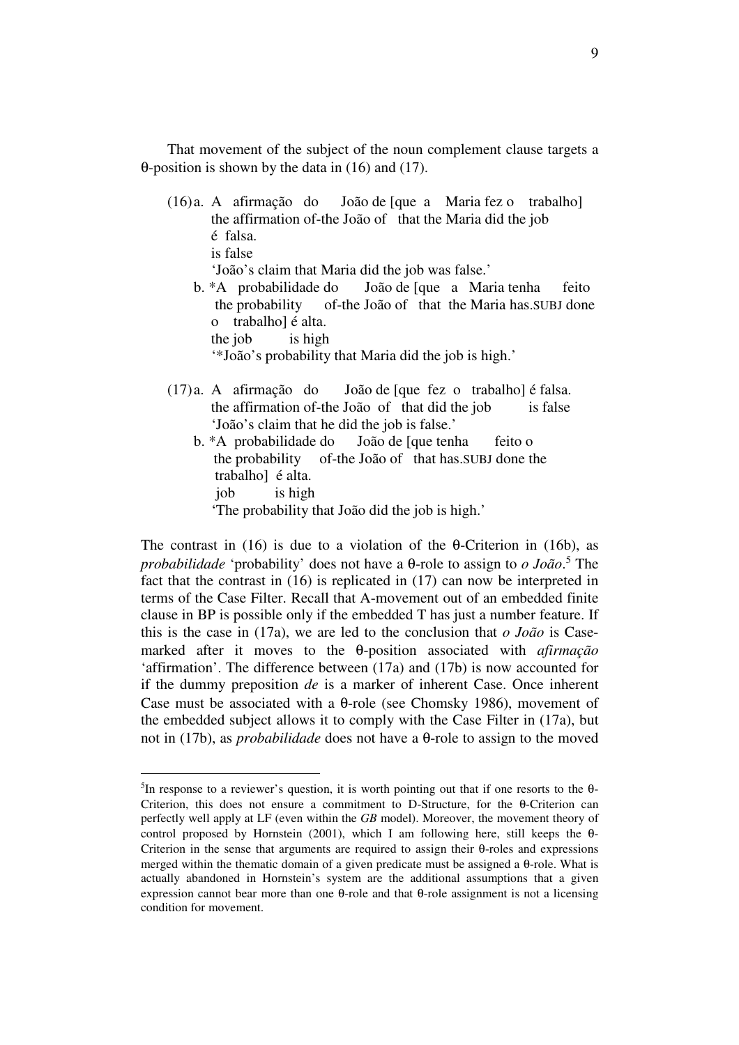That movement of the subject of the noun complement clause targets a θ-position is shown by the data in (16) and (17).

(16) a. A afirmação do João de [que a Maria fez o trabalho]
  the affirmation of-the João of that the Maria did the job
  é falsa.
  is false
  'João's claim that Maria did the job was false.'

 b. *A probabilidade do João de [que a Maria tenha feito
  the probability of-the João of that the Maria has.SUBJ done
  o trabalho] é alta.
  the job is high
  '*João's probability that Maria did the job is high.'

(17) a. A afirmação do João de [que fez o trabalho] é falsa.
  the affirmation of-the João of that did the job is false
  'João's claim that he did the job is false.'

 b. *A probabilidade do João de [que tenha feito o
  the probability of-the João of that has.SUBJ done the
  trabalho] é alta.
  job is high
  'The probability that João did the job is high.'

The contrast in (16) is due to a violation of the θ-Criterion in (16b), as *probabilidade* 'probability' does not have a θ-role to assign to *o João*.[5] The fact that the contrast in (16) is replicated in (17) can now be interpreted in terms of the Case Filter. Recall that A-movement out of an embedded finite clause in BP is possible only if the embedded T has just a number feature. If this is the case in (17a), we are led to the conclusion that *o João* is Case-marked after it moves to the θ-position associated with *afirmação* 'affirmation'. The difference between (17a) and (17b) is now accounted for if the dummy preposition *de* is a marker of inherent Case. Once inherent Case must be associated with a θ-role (see Chomsky 1986), movement of the embedded subject allows it to comply with the Case Filter in (17a), but not in (17b), as *probabilidade* does not have a θ-role to assign to the moved

---

[5]In response to a reviewer's question, it is worth pointing out that if one resorts to the θ-Criterion, this does not ensure a commitment to D-Structure, for the θ-Criterion can perfectly well apply at LF (even within the *GB* model). Moreover, the movement theory of control proposed by Hornstein (2001), which I am following here, still keeps the θ-Criterion in the sense that arguments are required to assign their θ-roles and expressions merged within the thematic domain of a given predicate must be assigned a θ-role. What is actually abandoned in Hornstein's system are the additional assumptions that a given expression cannot bear more than one θ-role and that θ-role assignment is not a licensing condition for movement.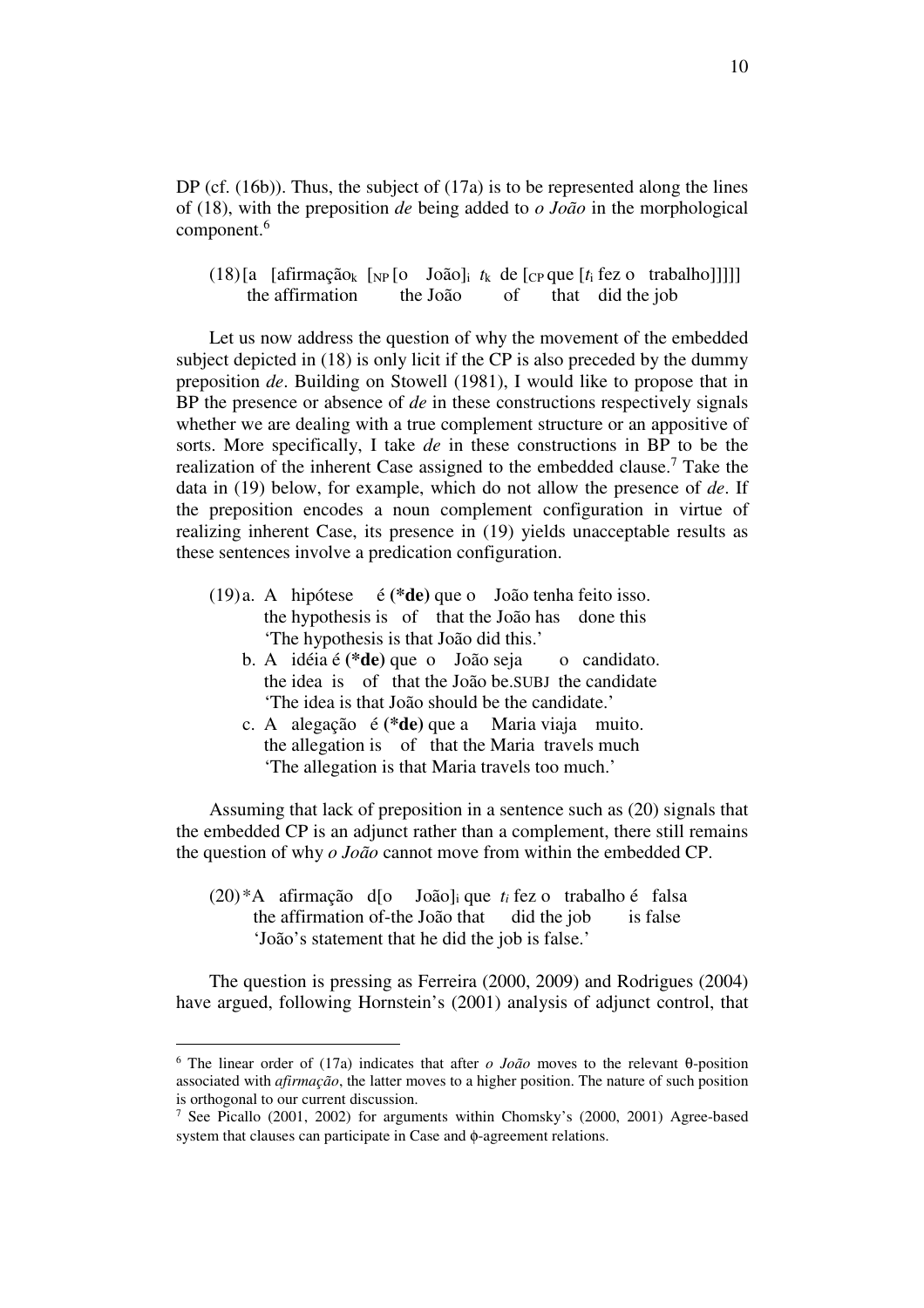DP (cf. (16b)). Thus, the subject of (17a) is to be represented along the lines of (18), with the preposition *de* being added to *o João* in the morphological component.[6]

(18) [a [afirmação$_k$ [$_{NP}$ [o João]$_i$ $t_k$ de [$_{CP}$ que [$t_i$ fez o trabalho]]]]]
     the affirmation the João of that did the job

Let us now address the question of why the movement of the embedded subject depicted in (18) is only licit if the CP is also preceded by the dummy preposition *de*. Building on Stowell (1981), I would like to propose that in BP the presence or absence of *de* in these constructions respectively signals whether we are dealing with a true complement structure or an appositive of sorts. More specifically, I take *de* in these constructions in BP to be the realization of the inherent Case assigned to the embedded clause.[7] Take the data in (19) below, for example, which do not allow the presence of *de*. If the preposition encodes a noun complement configuration in virtue of realizing inherent Case, its presence in (19) yields unacceptable results as these sentences involve a predication configuration.

(19) a. A hipótese é **(*de)** que o João tenha feito isso.
        the hypothesis is of that the João has done this
        'The hypothesis is that João did this.'
     b. A idéia é **(*de)** que o João seja o candidato.
        the idea is of that the João be.SUBJ the candidate
        'The idea is that João should be the candidate.'
     c. A alegação é **(*de)** que a Maria viaja muito.
        the allegation is of that the Maria travels much
        'The allegation is that Maria travels too much.'

Assuming that lack of preposition in a sentence such as (20) signals that the embedded CP is an adjunct rather than a complement, there still remains the question of why *o João* cannot move from within the embedded CP.

(20) *A afirmação d[o João]$_i$ que $t_i$ fez o trabalho é falsa
      the affirmation of-the João that did the job is false
      'João's statement that he did the job is false.'

The question is pressing as Ferreira (2000, 2009) and Rodrigues (2004) have argued, following Hornstein's (2001) analysis of adjunct control, that

---

[6] The linear order of (17a) indicates that after *o João* moves to the relevant θ-position associated with *afirmação*, the latter moves to a higher position. The nature of such position is orthogonal to our current discussion.

[7] See Picallo (2001, 2002) for arguments within Chomsky's (2000, 2001) Agree-based system that clauses can participate in Case and ϕ-agreement relations.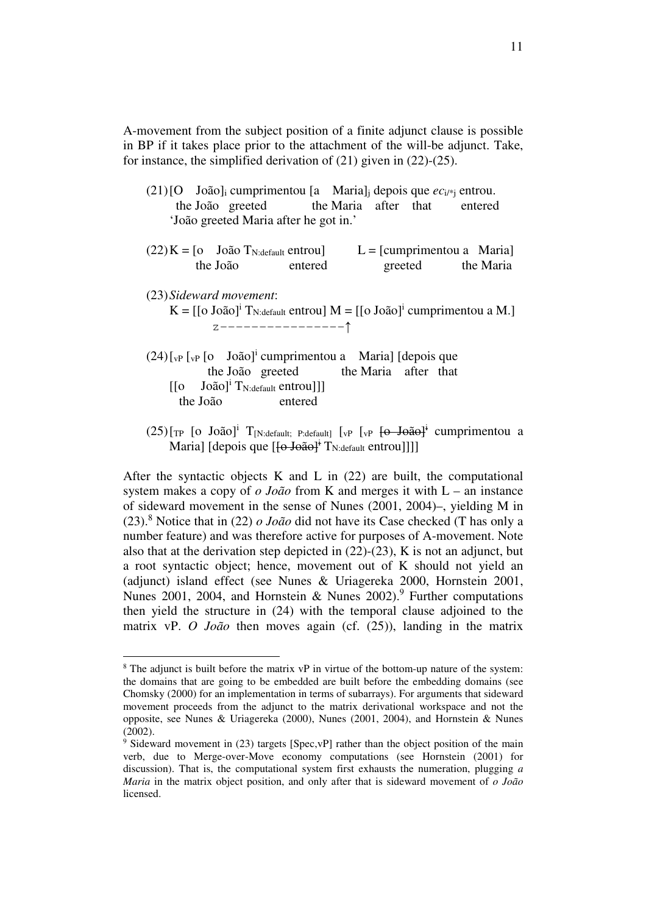A-movement from the subject position of a finite adjunct clause is possible in BP if it takes place prior to the attachment of the will-be adjunct. Take, for instance, the simplified derivation of (21) given in (22)-(25).

(21) [O João]$_i$ cumprimentou [a Maria]$_j$ depois que *ec*$_{i/*j}$ entrou.
the João greeted the Maria after that entered
'João greeted Maria after he got in.'

(22) K = [o João $T_{N:default}$ entrou] L = [cumprimentou a Maria]
the João entered greeted the Maria

(23) *Sideward movement*:
K = [[o João]$^i$ $T_{N:default}$ entrou] M = [[o João]$^i$ cumprimentou a M.]

```
        z---------------↑
```

(24) [$_{vP}$ [$_{vP}$ [o João]$^i$ cumprimentou a Maria] [depois que
the João greeted the Maria after that
[[o João]$^i$ $T_{N:default}$ entrou]]]
the João entered

(25) [$_{TP}$ [o João]$^i$ $T_{[N:default;\ P:default]}$ [$_{vP}$ [$_{vP}$ ~~[o João]$^i$~~ cumprimentou a Maria] [depois que [~~[o João]$^i$~~ $T_{N:default}$ entrou]]]]

After the syntactic objects K and L in (22) are built, the computational system makes a copy of *o João* from K and merges it with L – an instance of sideward movement in the sense of Nunes (2001, 2004)–, yielding M in (23).[8] Notice that in (22) *o João* did not have its Case checked (T has only a number feature) and was therefore active for purposes of A-movement. Note also that at the derivation step depicted in (22)-(23), K is not an adjunct, but a root syntactic object; hence, movement out of K should not yield an (adjunct) island effect (see Nunes & Uriagereka 2000, Hornstein 2001, Nunes 2001, 2004, and Hornstein & Nunes 2002).[9] Further computations then yield the structure in (24) with the temporal clause adjoined to the matrix vP. *O João* then moves again (cf. (25)), landing in the matrix

---

[8] The adjunct is built before the matrix vP in virtue of the bottom-up nature of the system: the domains that are going to be embedded are built before the embedding domains (see Chomsky (2000) for an implementation in terms of subarrays). For arguments that sideward movement proceeds from the adjunct to the matrix derivational workspace and not the opposite, see Nunes & Uriagereka (2000), Nunes (2001, 2004), and Hornstein & Nunes (2002).

[9] Sideward movement in (23) targets [Spec,vP] rather than the object position of the main verb, due to Merge-over-Move economy computations (see Hornstein (2001) for discussion). That is, the computational system first exhausts the numeration, plugging *a Maria* in the matrix object position, and only after that is sideward movement of *o João* licensed.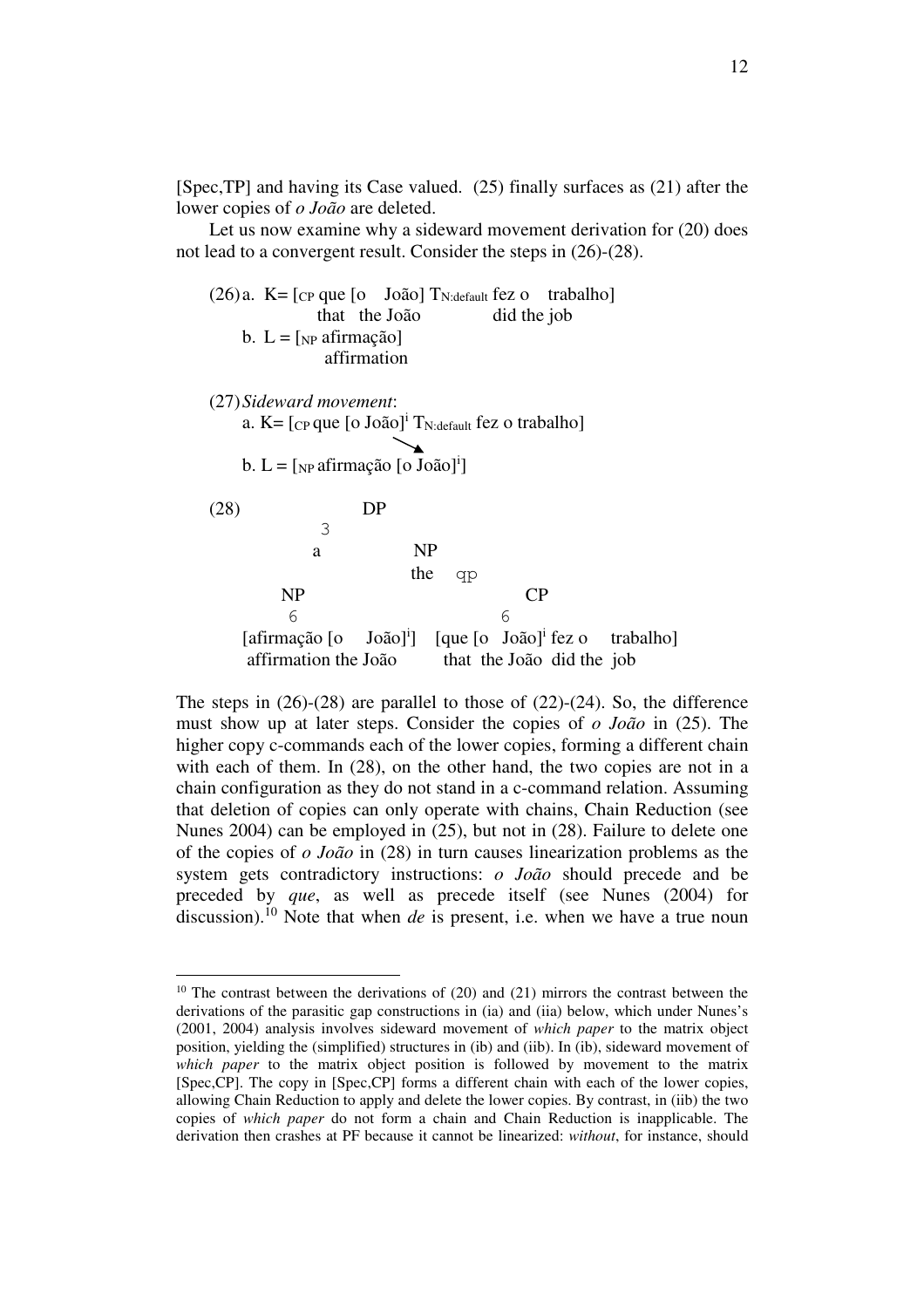[Spec,TP] and having its Case valued. (25) finally surfaces as (21) after the lower copies of *o João* are deleted.

Let us now examine why a sideward movement derivation for (20) does not lead to a convergent result. Consider the steps in (26)-(28).

(26) a. K= [$_{CP}$ que [o João] $T_{N:default}$ fez o trabalho]
  that the João did the job
 b. L = [$_{NP}$ afirmação]
  affirmation

(27) *Sideward movement*:
 a. K= [$_{CP}$ que [o João]$^i$ $T_{N:default}$ fez o trabalho]
 b. L = [$_{NP}$ afirmação [o João]$^i$]

(28) [$_{DP}$ a [$_{NP}$ [$_{NP}$ afirmação [o João]$^i$] [$_{CP}$ que [o João]$^i$ fez o trabalho]]]
 the affirmation the João that the João did the job

The steps in (26)-(28) are parallel to those of (22)-(24). So, the difference must show up at later steps. Consider the copies of *o João* in (25). The higher copy c-commands each of the lower copies, forming a different chain with each of them. In (28), on the other hand, the two copies are not in a chain configuration as they do not stand in a c-command relation. Assuming that deletion of copies can only operate with chains, Chain Reduction (see Nunes 2004) can be employed in (25), but not in (28). Failure to delete one of the copies of *o João* in (28) in turn causes linearization problems as the system gets contradictory instructions: *o João* should precede and be preceded by *que*, as well as precede itself (see Nunes (2004) for discussion).[10] Note that when *de* is present, i.e. when we have a true noun

---

[10] The contrast between the derivations of (20) and (21) mirrors the contrast between the derivations of the parasitic gap constructions in (ia) and (iia) below, which under Nunes's (2001, 2004) analysis involves sideward movement of *which paper* to the matrix object position, yielding the (simplified) structures in (ib) and (iib). In (ib), sideward movement of *which paper* to the matrix object position is followed by movement to the matrix [Spec,CP]. The copy in [Spec,CP] forms a different chain with each of the lower copies, allowing Chain Reduction to apply and delete the lower copies. By contrast, in (iib) the two copies of *which paper* do not form a chain and Chain Reduction is inapplicable. The derivation then crashes at PF because it cannot be linearized: *without*, for instance, should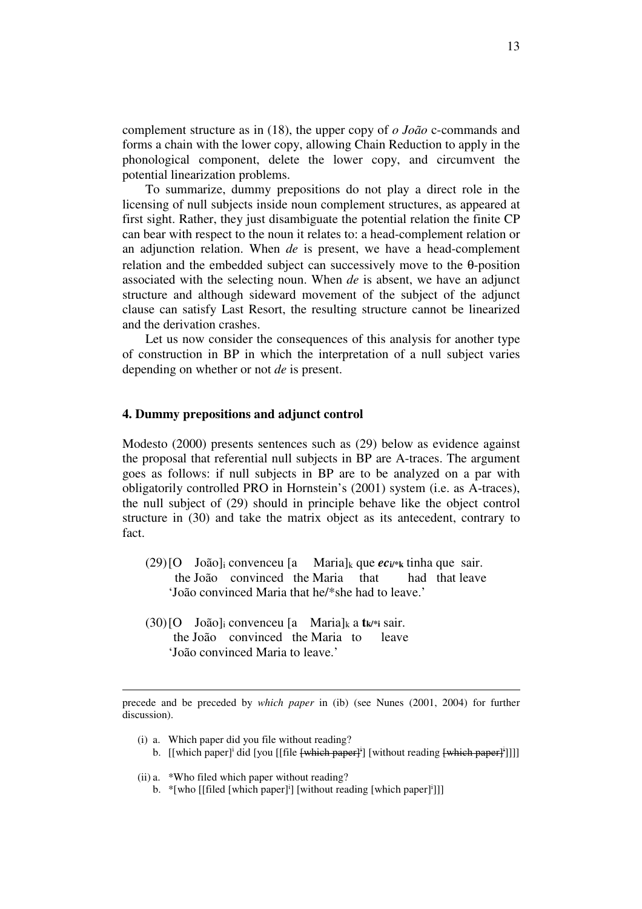complement structure as in (18), the upper copy of *o João* c-commands and forms a chain with the lower copy, allowing Chain Reduction to apply in the phonological component, delete the lower copy, and circumvent the potential linearization problems.

To summarize, dummy prepositions do not play a direct role in the licensing of null subjects inside noun complement structures, as appeared at first sight. Rather, they just disambiguate the potential relation the finite CP can bear with respect to the noun it relates to: a head-complement relation or an adjunction relation. When *de* is present, we have a head-complement relation and the embedded subject can successively move to the θ-position associated with the selecting noun. When *de* is absent, we have an adjunct structure and although sideward movement of the subject of the adjunct clause can satisfy Last Resort, the resulting structure cannot be linearized and the derivation crashes.

Let us now consider the consequences of this analysis for another type of construction in BP in which the interpretation of a null subject varies depending on whether or not *de* is present.

## 4. Dummy prepositions and adjunct control

Modesto (2000) presents sentences such as (29) below as evidence against the proposal that referential null subjects in BP are A-traces. The argument goes as follows: if null subjects in BP are to be analyzed on a par with obligatorily controlled PRO in Hornstein's (2001) system (i.e. as A-traces), the null subject of (29) should in principle behave like the object control structure in (30) and take the matrix object as its antecedent, contrary to fact.

(29) [O João]$_i$ convenceu [a Maria]$_k$ que ***ec***$_{i/*k}$ tinha que sair.
 the João convinced the Maria that had that leave
 'João convinced Maria that he/*she had to leave.'

(30) [O João]$_i$ convenceu [a Maria]$_k$ a **t**$_{k/*i}$ sair.
 the João convinced the Maria to leave
 'João convinced Maria to leave.'

---

precede and be preceded by *which paper* in (ib) (see Nunes (2001, 2004) for further discussion).

(i) a. Which paper did you file without reading?
 b. [[which paper]$^i$ did [you [[file ~~[which paper]$^i$~~] [without reading ~~[which paper]$^i$~~]]]]

(ii) a. *Who filed which paper without reading?
 b. *[who [[filed [which paper]$^i$] [without reading [which paper]$^i$]]]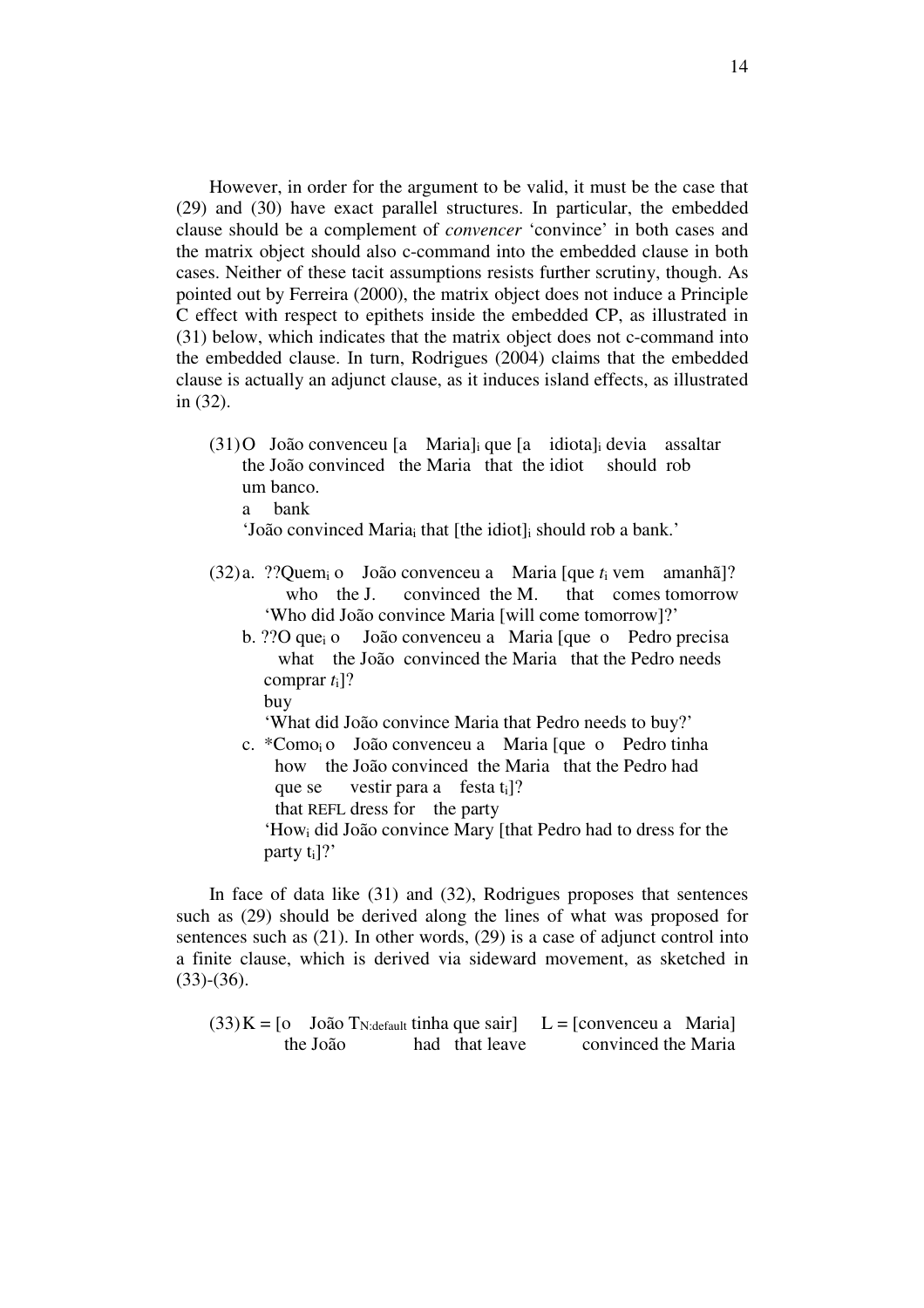However, in order for the argument to be valid, it must be the case that (29) and (30) have exact parallel structures. In particular, the embedded clause should be a complement of *convencer* 'convince' in both cases and the matrix object should also c-command into the embedded clause in both cases. Neither of these tacit assumptions resists further scrutiny, though. As pointed out by Ferreira (2000), the matrix object does not induce a Principle C effect with respect to epithets inside the embedded CP, as illustrated in (31) below, which indicates that the matrix object does not c-command into the embedded clause. In turn, Rodrigues (2004) claims that the embedded clause is actually an adjunct clause, as it induces island effects, as illustrated in (32).

(31) O João convenceu [a Maria]$_i$ que [a idiota]$_i$ devia assaltar um banco.
  the João convinced the Maria that the idiot should rob a bank
  'João convinced Maria$_i$ that [the idiot]$_i$ should rob a bank.'

(32) a. ??Quem$_i$ o João convenceu a Maria [que $t_i$ vem amanhã]?
  who the J. convinced the M. that comes tomorrow
  'Who did João convince Maria [will come tomorrow]?'

  b. ??O que$_i$ o João convenceu a Maria [que o Pedro precisa comprar $t_i$]?
  what the João convinced the Maria that the Pedro needs buy
  'What did João convince Maria that Pedro needs to buy?'

  c. *Como$_i$ o João convenceu a Maria [que o Pedro tinha que se vestir para a festa $t_i$]?
  how the João convinced the Maria that the Pedro had that REFL dress for the party
  'How$_i$ did João convince Mary [that Pedro had to dress for the party $t_i$]?'

In face of data like (31) and (32), Rodrigues proposes that sentences such as (29) should be derived along the lines of what was proposed for sentences such as (21). In other words, (29) is a case of adjunct control into a finite clause, which is derived via sideward movement, as sketched in (33)-(36).

(33) K = [o João $T_{N:default}$ tinha que sair]   L = [convenceu a Maria]
  the João had that leave   convinced the Maria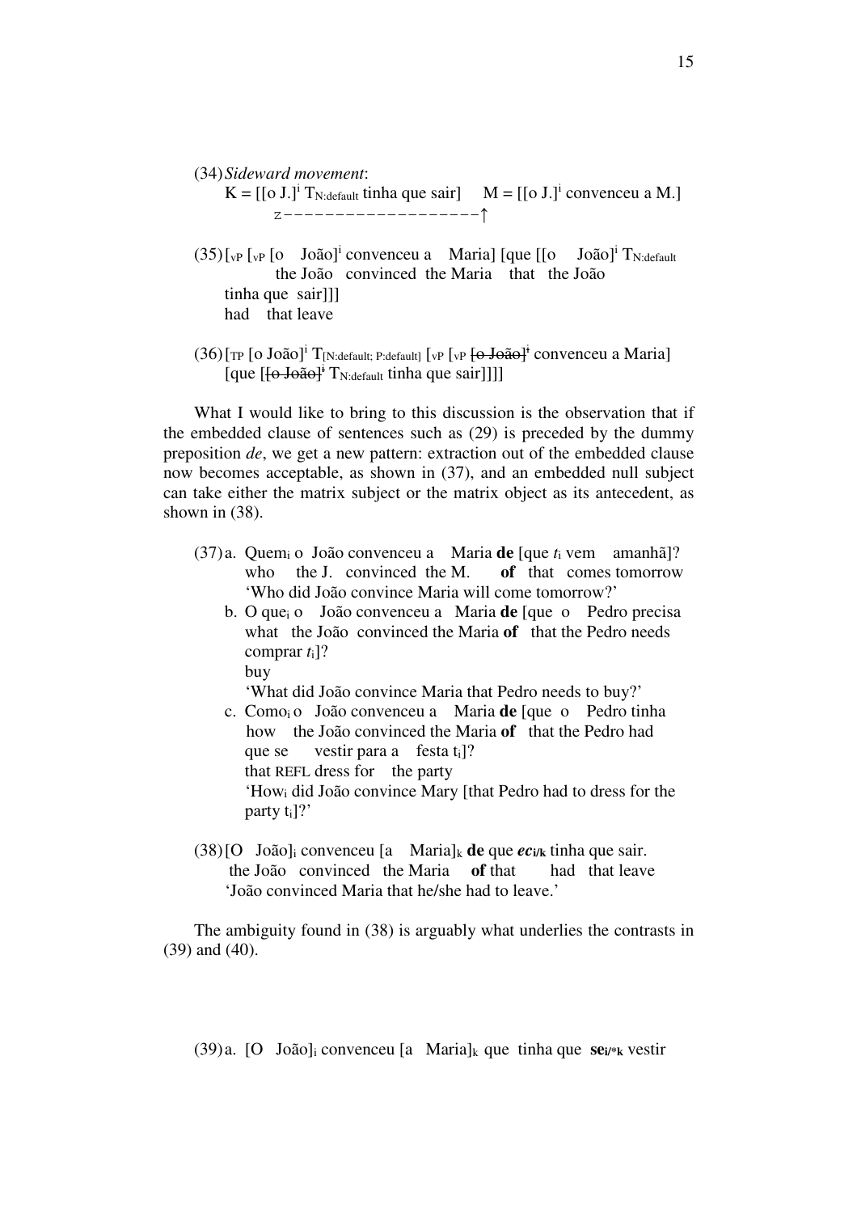(34) *Sideward movement*:

K = [[o J.]$^{i}$ $T_{N:default}$ tinha que sair]     M = [[o J.]$^{i}$ convenceu a M.]

```
          z------------------↑
```

(35) [$_{vP}$ [$_{vP}$ [o   João]$^{i}$ convenceu a   Maria] [que [[o   João]$^{i}$ $T_{N:default}$
     the João   convinced  the Maria   that   the João
tinha que  sair]]]
had   that leave

(36) [$_{TP}$ [o João]$^{i}$ $T_{[N:default;\ P:default]}$ [$_{vP}$ [$_{vP}$ ~~[o João]$^{i}$~~ convenceu a Maria]
[que [~~[o João]$^{i}$~~ $T_{N:default}$ tinha que sair]]]]

What I would like to bring to this discussion is the observation that if the embedded clause of sentences such as (29) is preceded by the dummy preposition *de*, we get a new pattern: extraction out of the embedded clause now becomes acceptable, as shown in (37), and an embedded null subject can take either the matrix subject or the matrix object as its antecedent, as shown in (38).

(37) a. Quem$_{i}$ o  João convenceu a   Maria **de** [que *t*$_{i}$ vem   amanhã]?
who   the J.  convinced  the M.   **of**  that  comes tomorrow
'Who did João convince Maria will come tomorrow?'

b. O que$_{i}$ o   João convenceu a  Maria **de** [que  o   Pedro precisa
what  the João  convinced the Maria **of**  that the Pedro needs
comprar *t*$_{i}$]?
buy
'What did João convince Maria that Pedro needs to buy?'

c. Como$_{i}$ o  João convenceu a   Maria **de** [que  o   Pedro tinha
how   the João convinced the Maria **of**  that the Pedro had
que se    vestir para a   festa t$_{i}$]?
that REFL dress for   the party
'How$_{i}$ did João convince Mary [that Pedro had to dress for the party t$_{i}$]?'

(38) [O  João]$_{i}$ convenceu [a   Maria]$_{k}$ **de** que ***ec***$_{\mathbf{i/k}}$ tinha que sair.
the João  convinced  the Maria   **of** that      had  that leave
'João convinced Maria that he/she had to leave.'

The ambiguity found in (38) is arguably what underlies the contrasts in (39) and (40).

(39) a. [O  João]$_{i}$ convenceu [a  Maria]$_{k}$ que  tinha que  **se**$_{\mathbf{i/*k}}$ vestir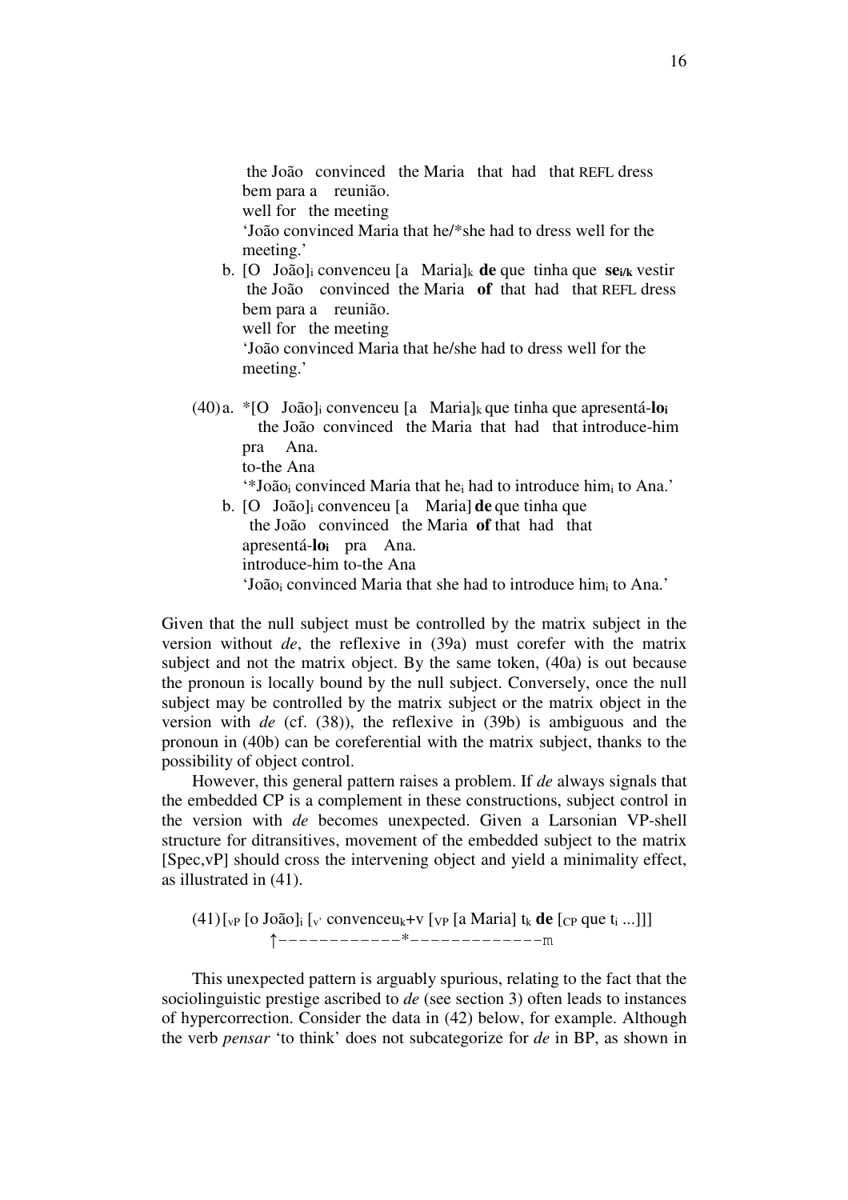the João convinced the Maria that had that REFL dress
bem para a reunião.
well for the meeting
'João convinced Maria that he/*she had to dress well for the meeting.'

b. [O João]$_i$ convenceu [a Maria]$_k$ **de** que tinha que **se$_{i/k}$** vestir
the João convinced the Maria **of** that had that REFL dress
bem para a reunião.
well for the meeting
'João convinced Maria that he/she had to dress well for the meeting.'

(40) a. *[O João]$_i$ convenceu [a Maria]$_k$ que tinha que apresentá-**lo$_i$**
the João convinced the Maria that had that introduce-him
pra Ana.
to-the Ana
'*João$_i$ convinced Maria that he$_i$ had to introduce him$_i$ to Ana.'

b. [O João]$_i$ convenceu [a Maria] **de** que tinha que
the João convinced the Maria **of** that had that
apresentá-**lo$_i$** pra Ana.
introduce-him to-the Ana
'João$_i$ convinced Maria that she had to introduce him$_i$ to Ana.'

Given that the null subject must be controlled by the matrix subject in the version without *de*, the reflexive in (39a) must corefer with the matrix subject and not the matrix object. By the same token, (40a) is out because the pronoun is locally bound by the null subject. Conversely, once the null subject may be controlled by the matrix subject or the matrix object in the version with *de* (cf. (38)), the reflexive in (39b) is ambiguous and the pronoun in (40b) can be coreferential with the matrix subject, thanks to the possibility of object control.

However, this general pattern raises a problem. If *de* always signals that the embedded CP is a complement in these constructions, subject control in the version with *de* becomes unexpected. Given a Larsonian VP-shell structure for ditransitives, movement of the embedded subject to the matrix [Spec,vP] should cross the intervening object and yield a minimality effect, as illustrated in (41).

(41) [$_{vP}$ [o João]$_i$ [$_{v'}$ convenceu$_k$+v [$_{VP}$ [a Maria] t$_k$ **de** [$_{CP}$ que t$_i$ ...]]]
↑------------*-------------m

This unexpected pattern is arguably spurious, relating to the fact that the sociolinguistic prestige ascribed to *de* (see section 3) often leads to instances of hypercorrection. Consider the data in (42) below, for example. Although the verb *pensar* 'to think' does not subcategorize for *de* in BP, as shown in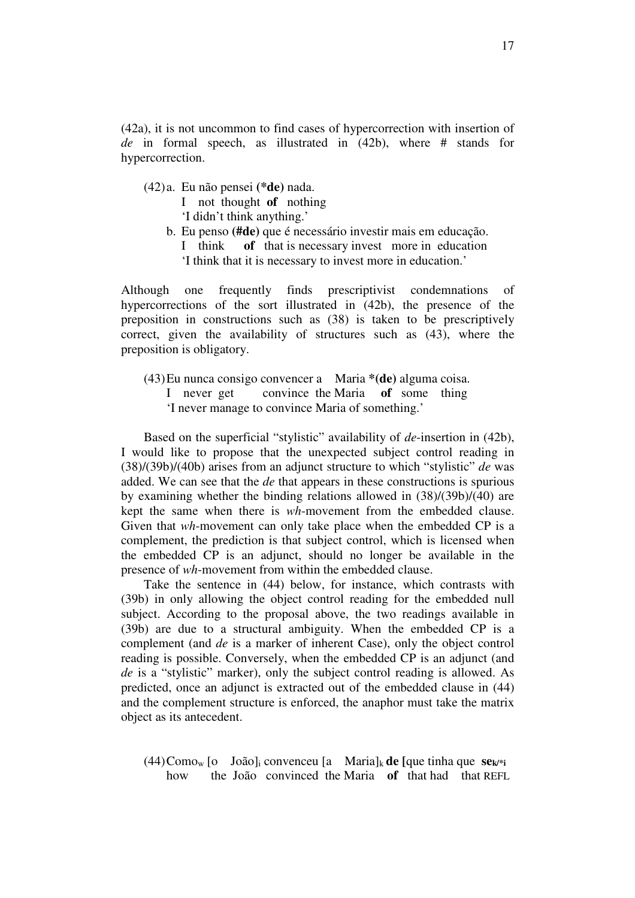(42a), it is not uncommon to find cases of hypercorrection with insertion of *de* in formal speech, as illustrated in (42b), where # stands for hypercorrection.

(42) a. Eu não pensei **(\*de)** nada.
   I not thought **of** nothing
   'I didn't think anything.'

b. Eu penso **(#de)** que é necessário investir mais em educação.
   I think **of** that is necessary invest more in education
   'I think that it is necessary to invest more in education.'

Although one frequently finds prescriptivist condemnations of hypercorrections of the sort illustrated in (42b), the presence of the preposition in constructions such as (38) is taken to be prescriptively correct, given the availability of structures such as (43), where the preposition is obligatory.

(43) Eu nunca consigo convencer a Maria **\*(de)** alguma coisa.
   I never get convince the Maria **of** some thing
   'I never manage to convince Maria of something.'

Based on the superficial "stylistic" availability of *de*-insertion in (42b), I would like to propose that the unexpected subject control reading in (38)/(39b)/(40b) arises from an adjunct structure to which "stylistic" *de* was added. We can see that the *de* that appears in these constructions is spurious by examining whether the binding relations allowed in (38)/(39b)/(40) are kept the same when there is *wh*-movement from the embedded clause. Given that *wh*-movement can only take place when the embedded CP is a complement, the prediction is that subject control, which is licensed when the embedded CP is an adjunct, should no longer be available in the presence of *wh*-movement from within the embedded clause.

Take the sentence in (44) below, for instance, which contrasts with (39b) in only allowing the object control reading for the embedded null subject. According to the proposal above, the two readings available in (39b) are due to a structural ambiguity. When the embedded CP is a complement (and *de* is a marker of inherent Case), only the object control reading is possible. Conversely, when the embedded CP is an adjunct (and *de* is a "stylistic" marker), only the subject control reading is allowed. As predicted, once an adjunct is extracted out of the embedded clause in (44) and the complement structure is enforced, the anaphor must take the matrix object as its antecedent.

(44) $\text{Como}_w$ [o João]$_i$ convenceu [a Maria]$_k$ **de [**que tinha que **se**$_{k/*i}$
   how the João convinced the Maria **of** that had that REFL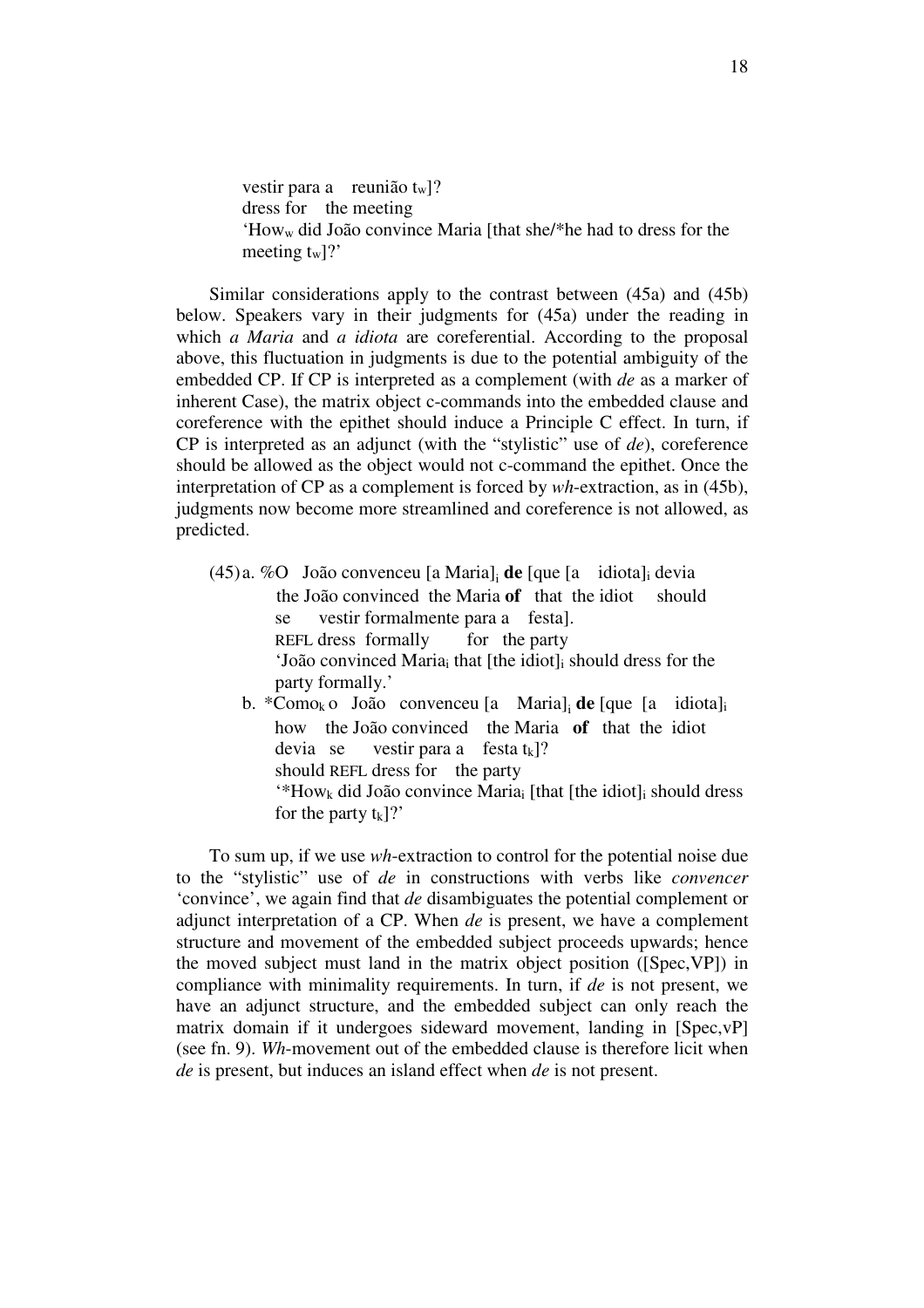vestir para a reunião $t_w$]?
dress for the meeting
'How$_w$ did João convince Maria [that she/*he had to dress for the meeting $t_w$]?'

Similar considerations apply to the contrast between (45a) and (45b) below. Speakers vary in their judgments for (45a) under the reading in which *a Maria* and *a idiota* are coreferential. According to the proposal above, this fluctuation in judgments is due to the potential ambiguity of the embedded CP. If CP is interpreted as a complement (with *de* as a marker of inherent Case), the matrix object c-commands into the embedded clause and coreference with the epithet should induce a Principle C effect. In turn, if CP is interpreted as an adjunct (with the "stylistic" use of *de*), coreference should be allowed as the object would not c-command the epithet. Once the interpretation of CP as a complement is forced by *wh*-extraction, as in (45b), judgments now become more streamlined and coreference is not allowed, as predicted.

(45) a. %O João convenceu [a Maria]$_i$ **de** [que [a idiota]$_i$ devia
the João convinced the Maria **of** that the idiot should
se vestir formalmente para a festa].
REFL dress formally for the party
'João convinced Maria$_i$ that [the idiot]$_i$ should dress for the party formally.'

b. *Como$_k$ o João convenceu [a Maria]$_i$ **de** [que [a idiota]$_i$
how the João convinced the Maria **of** that the idiot
devia se vestir para a festa $t_k$]?
should REFL dress for the party
'*How$_k$ did João convince Maria$_i$ [that [the idiot]$_i$ should dress for the party $t_k$]?'

To sum up, if we use *wh*-extraction to control for the potential noise due to the "stylistic" use of *de* in constructions with verbs like *convencer* 'convince', we again find that *de* disambiguates the potential complement or adjunct interpretation of a CP. When *de* is present, we have a complement structure and movement of the embedded subject proceeds upwards; hence the moved subject must land in the matrix object position ([Spec,VP]) in compliance with minimality requirements. In turn, if *de* is not present, we have an adjunct structure, and the embedded subject can only reach the matrix domain if it undergoes sideward movement, landing in [Spec,vP] (see fn. 9). *Wh*-movement out of the embedded clause is therefore licit when *de* is present, but induces an island effect when *de* is not present.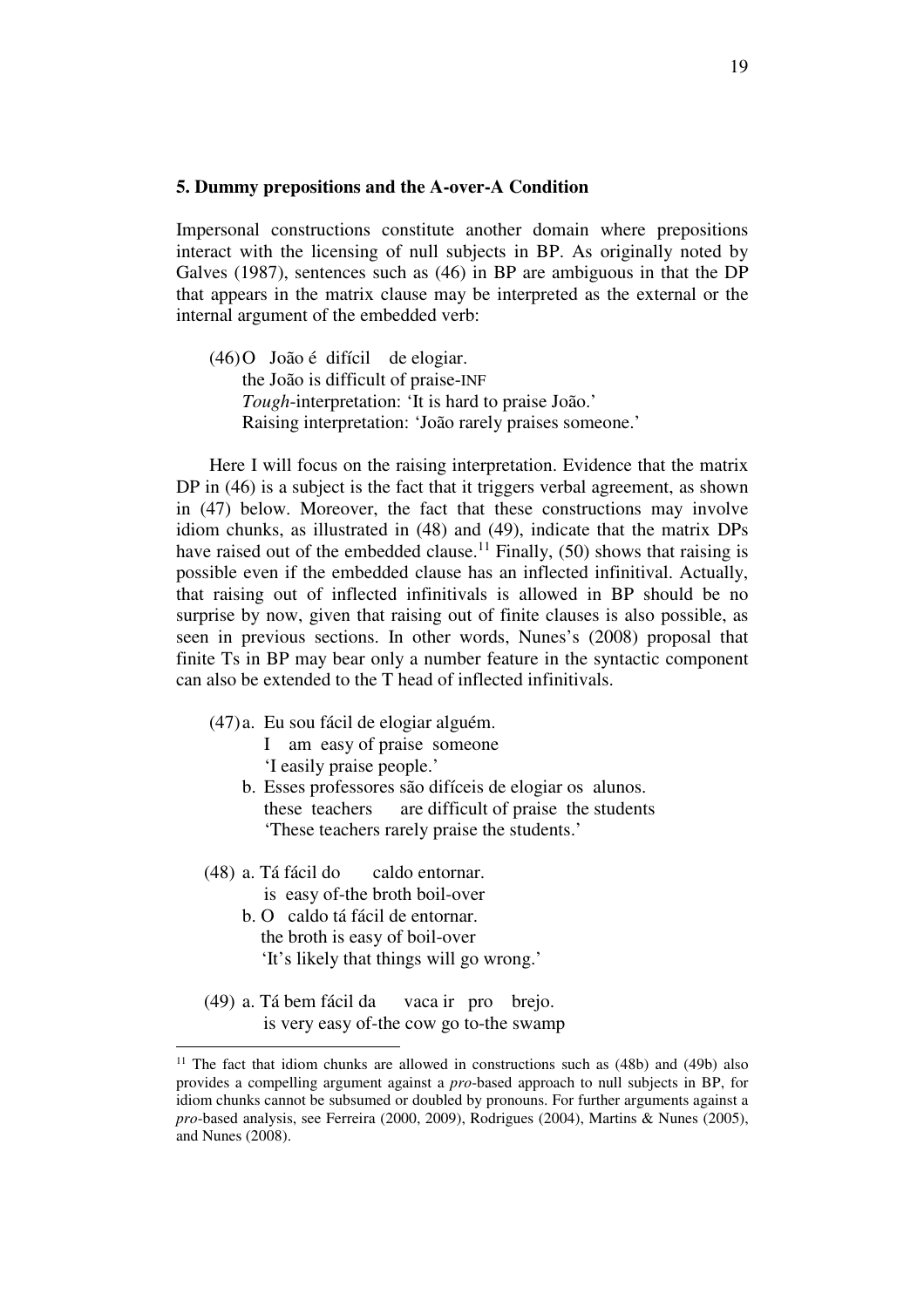### 5. Dummy prepositions and the A-over-A Condition

Impersonal constructions constitute another domain where prepositions interact with the licensing of null subjects in BP. As originally noted by Galves (1987), sentences such as (46) in BP are ambiguous in that the DP that appears in the matrix clause may be interpreted as the external or the internal argument of the embedded verb:

(46) O João é difícil de elogiar.
the João is difficult of praise-INF
*Tough*-interpretation: 'It is hard to praise João.'
Raising interpretation: 'João rarely praises someone.'

Here I will focus on the raising interpretation. Evidence that the matrix DP in (46) is a subject is the fact that it triggers verbal agreement, as shown in (47) below. Moreover, the fact that these constructions may involve idiom chunks, as illustrated in (48) and (49), indicate that the matrix DPs have raised out of the embedded clause.[11] Finally, (50) shows that raising is possible even if the embedded clause has an inflected infinitival. Actually, that raising out of inflected infinitivals is allowed in BP should be no surprise by now, given that raising out of finite clauses is also possible, as seen in previous sections. In other words, Nunes's (2008) proposal that finite Ts in BP may bear only a number feature in the syntactic component can also be extended to the T head of inflected infinitivals.

(47) a. Eu sou fácil de elogiar alguém.
I am easy of praise someone
'I easily praise people.'

b. Esses professores são difíceis de elogiar os alunos.
these teachers are difficult of praise the students
'These teachers rarely praise the students.'

(48) a. Tá fácil do caldo entornar.
is easy of-the broth boil-over

b. O caldo tá fácil de entornar.
the broth is easy of boil-over
'It's likely that things will go wrong.'

(49) a. Tá bem fácil da vaca ir pro brejo.
is very easy of-the cow go to-the swamp

---

[11] The fact that idiom chunks are allowed in constructions such as (48b) and (49b) also provides a compelling argument against a *pro*-based approach to null subjects in BP, for idiom chunks cannot be subsumed or doubled by pronouns. For further arguments against a *pro*-based analysis, see Ferreira (2000, 2009), Rodrigues (2004), Martins & Nunes (2005), and Nunes (2008).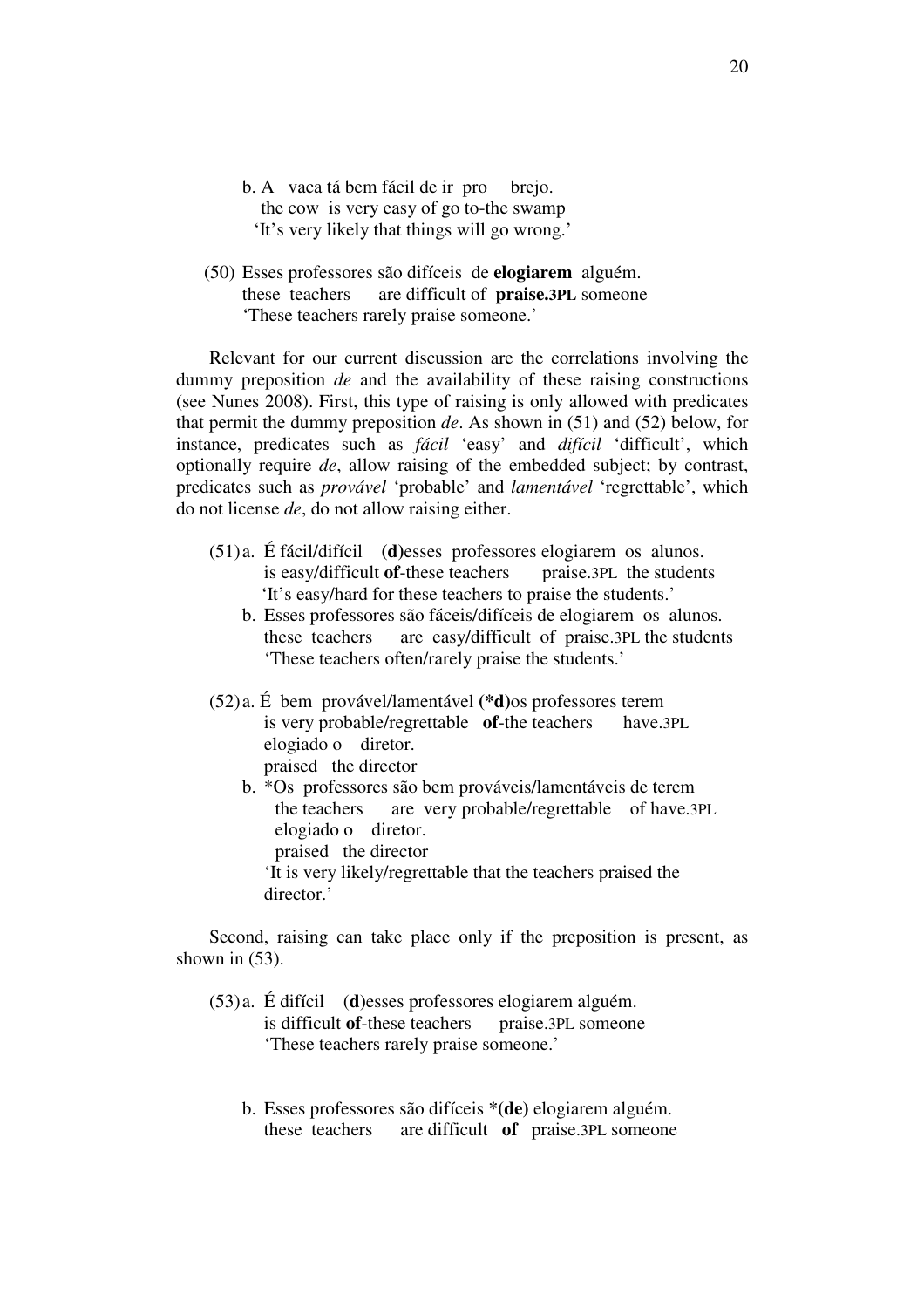b. A vaca tá bem fácil de ir pro brejo.
the cow is very easy of go to-the swamp
'It's very likely that things will go wrong.'

(50) Esses professores são difíceis de **elogiarem** alguém.
these teachers are difficult of **praise.3PL** someone
'These teachers rarely praise someone.'

Relevant for our current discussion are the correlations involving the dummy preposition *de* and the availability of these raising constructions (see Nunes 2008). First, this type of raising is only allowed with predicates that permit the dummy preposition *de*. As shown in (51) and (52) below, for instance, predicates such as *fácil* 'easy' and *difícil* 'difficult', which optionally require *de*, allow raising of the embedded subject; by contrast, predicates such as *provável* 'probable' and *lamentável* 'regrettable', which do not license *de*, do not allow raising either.

(51) a. É fácil/difícil **(d)**esses professores elogiarem os alunos.
is easy/difficult **of**-these teachers praise.3PL the students
'It's easy/hard for these teachers to praise the students.'

b. Esses professores são fáceis/difíceis de elogiarem os alunos.
these teachers are easy/difficult of praise.3PL the students
'These teachers often/rarely praise the students.'

(52) a. É bem provável/lamentável **(*d)**os professores terem elogiado o diretor.
is very probable/regrettable **of**-the teachers have.3PL praised the director

b. *Os professores são bem prováveis/lamentáveis de terem elogiado o diretor.
the teachers are very probable/regrettable of have.3PL praised the director
'It is very likely/regrettable that the teachers praised the director.'

Second, raising can take place only if the preposition is present, as shown in (53).

(53) a. É difícil (**d**)esses professores elogiarem alguém.
is difficult **of**-these teachers praise.3PL someone
'These teachers rarely praise someone.'

b. Esses professores são difíceis ***(de)** elogiarem alguém.
these teachers are difficult **of** praise.3PL someone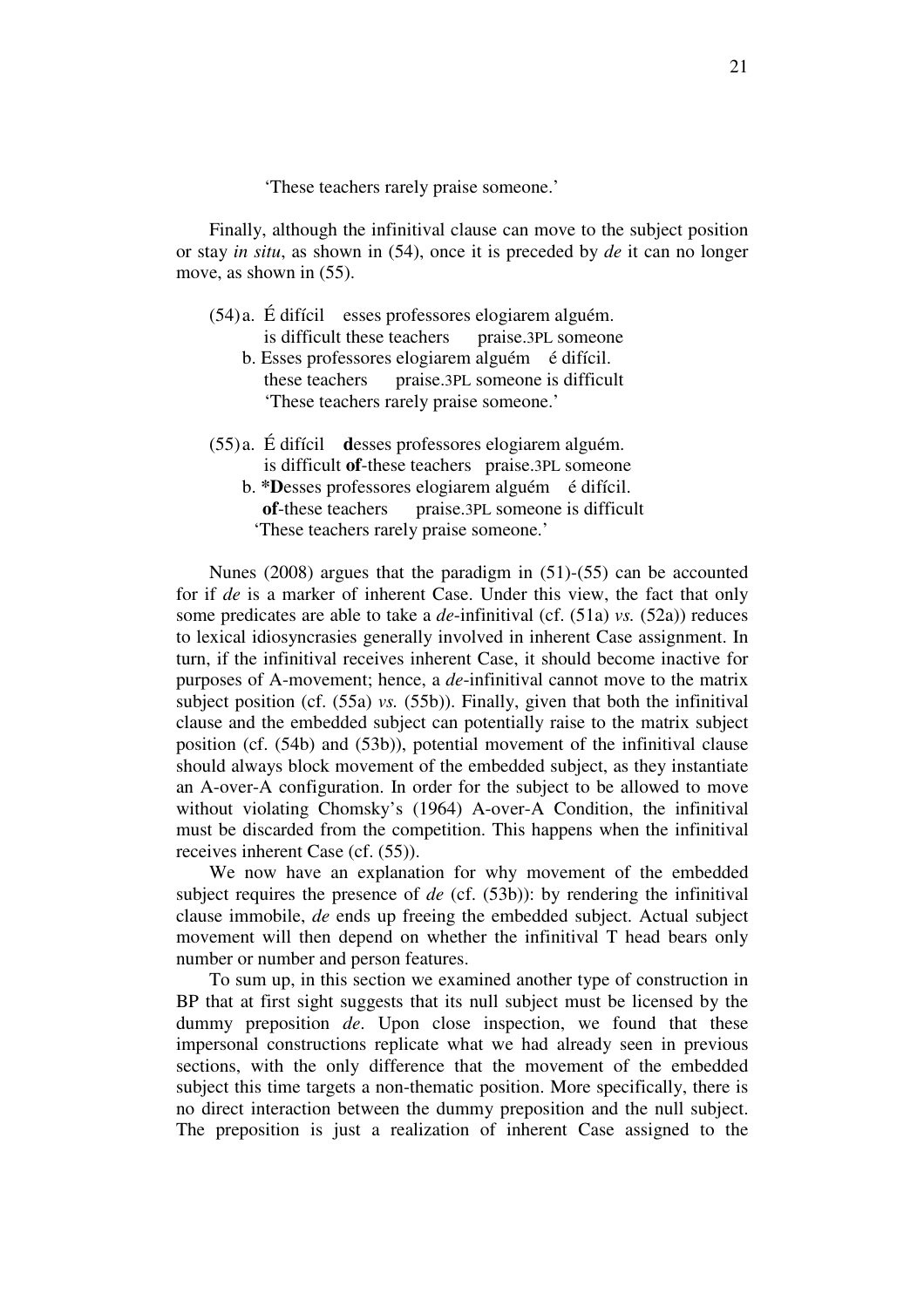'These teachers rarely praise someone.'

Finally, although the infinitival clause can move to the subject position or stay *in situ*, as shown in (54), once it is preceded by *de* it can no longer move, as shown in (55).

(54) a. É difícil esses professores elogiarem alguém.
  is difficult these teachers praise.3PL someone
 b. Esses professores elogiarem alguém é difícil.
  these teachers praise.3PL someone is difficult
  'These teachers rarely praise someone.'

(55) a. É difícil **d**esses professores elogiarem alguém.
  is difficult **of**-these teachers praise.3PL someone
 b. ***D**esses professores elogiarem alguém é difícil.
  **of**-these teachers praise.3PL someone is difficult
  'These teachers rarely praise someone.'

Nunes (2008) argues that the paradigm in (51)-(55) can be accounted for if *de* is a marker of inherent Case. Under this view, the fact that only some predicates are able to take a *de*-infinitival (cf. (51a) *vs.* (52a)) reduces to lexical idiosyncrasies generally involved in inherent Case assignment. In turn, if the infinitival receives inherent Case, it should become inactive for purposes of A-movement; hence, a *de*-infinitival cannot move to the matrix subject position (cf. (55a) *vs.* (55b)). Finally, given that both the infinitival clause and the embedded subject can potentially raise to the matrix subject position (cf. (54b) and (53b)), potential movement of the infinitival clause should always block movement of the embedded subject, as they instantiate an A-over-A configuration. In order for the subject to be allowed to move without violating Chomsky's (1964) A-over-A Condition, the infinitival must be discarded from the competition. This happens when the infinitival receives inherent Case (cf. (55)).

We now have an explanation for why movement of the embedded subject requires the presence of *de* (cf. (53b)): by rendering the infinitival clause immobile, *de* ends up freeing the embedded subject. Actual subject movement will then depend on whether the infinitival T head bears only number or number and person features.

To sum up, in this section we examined another type of construction in BP that at first sight suggests that its null subject must be licensed by the dummy preposition *de*. Upon close inspection, we found that these impersonal constructions replicate what we had already seen in previous sections, with the only difference that the movement of the embedded subject this time targets a non-thematic position. More specifically, there is no direct interaction between the dummy preposition and the null subject. The preposition is just a realization of inherent Case assigned to the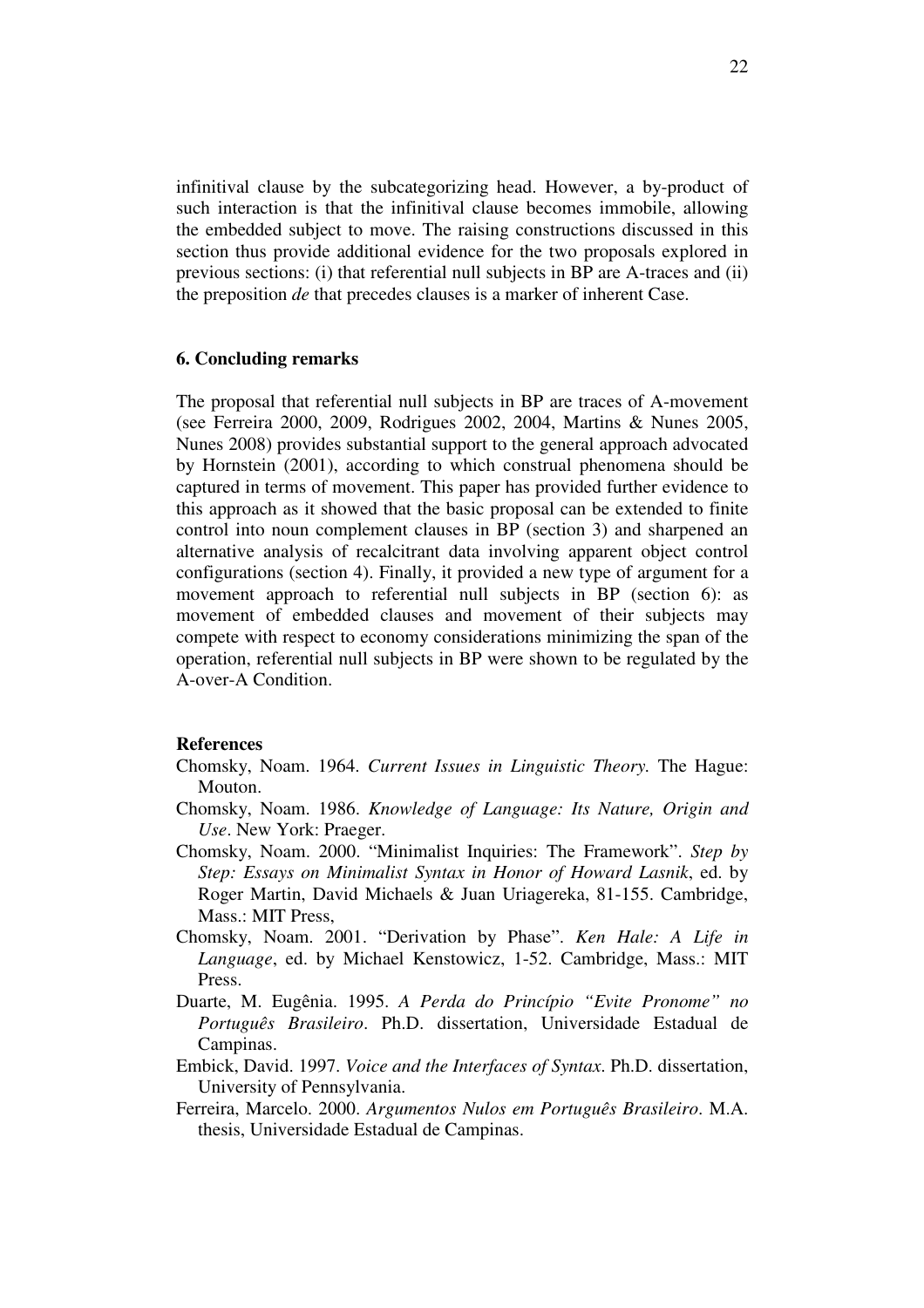infinitival clause by the subcategorizing head. However, a by-product of such interaction is that the infinitival clause becomes immobile, allowing the embedded subject to move. The raising constructions discussed in this section thus provide additional evidence for the two proposals explored in previous sections: (i) that referential null subjects in BP are A-traces and (ii) the preposition *de* that precedes clauses is a marker of inherent Case.

## 6. Concluding remarks

The proposal that referential null subjects in BP are traces of A-movement (see Ferreira 2000, 2009, Rodrigues 2002, 2004, Martins & Nunes 2005, Nunes 2008) provides substantial support to the general approach advocated by Hornstein (2001), according to which construal phenomena should be captured in terms of movement. This paper has provided further evidence to this approach as it showed that the basic proposal can be extended to finite control into noun complement clauses in BP (section 3) and sharpened an alternative analysis of recalcitrant data involving apparent object control configurations (section 4). Finally, it provided a new type of argument for a movement approach to referential null subjects in BP (section 6): as movement of embedded clauses and movement of their subjects may compete with respect to economy considerations minimizing the span of the operation, referential null subjects in BP were shown to be regulated by the A-over-A Condition.

## References

Chomsky, Noam. 1964. *Current Issues in Linguistic Theory.* The Hague: Mouton.

Chomsky, Noam. 1986. *Knowledge of Language: Its Nature, Origin and Use*. New York: Praeger.

Chomsky, Noam. 2000. "Minimalist Inquiries: The Framework". *Step by Step: Essays on Minimalist Syntax in Honor of Howard Lasnik*, ed. by Roger Martin, David Michaels & Juan Uriagereka, 81-155. Cambridge, Mass.: MIT Press,

Chomsky, Noam. 2001. "Derivation by Phase". *Ken Hale: A Life in Language*, ed. by Michael Kenstowicz, 1-52. Cambridge, Mass.: MIT Press.

Duarte, M. Eugênia. 1995. *A Perda do Princípio "Evite Pronome" no Português Brasileiro*. Ph.D. dissertation, Universidade Estadual de Campinas.

Embick, David. 1997. *Voice and the Interfaces of Syntax*. Ph.D. dissertation, University of Pennsylvania.

Ferreira, Marcelo. 2000. *Argumentos Nulos em Português Brasileiro*. M.A. thesis, Universidade Estadual de Campinas.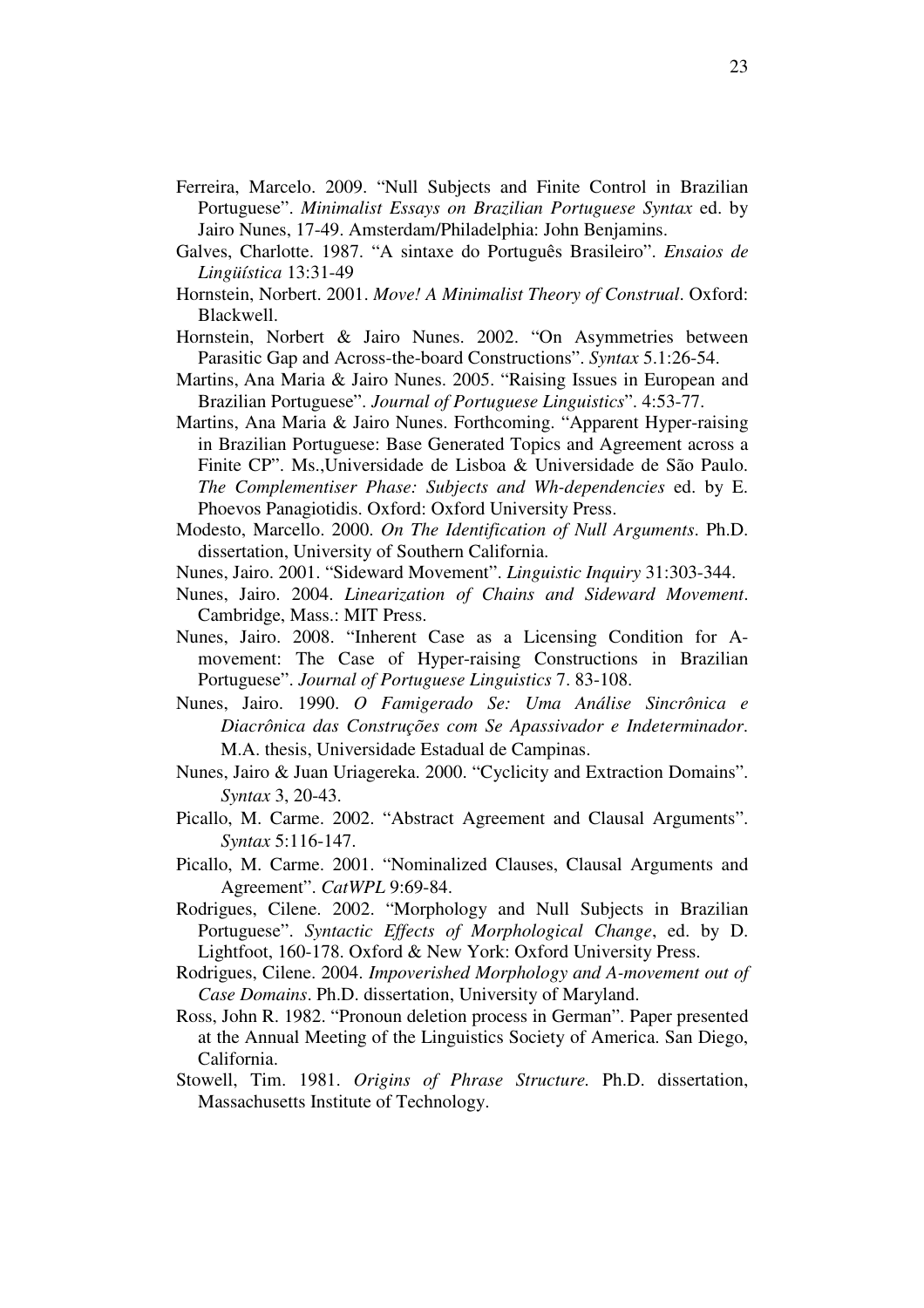Ferreira, Marcelo. 2009. "Null Subjects and Finite Control in Brazilian Portuguese". *Minimalist Essays on Brazilian Portuguese Syntax* ed. by Jairo Nunes, 17-49. Amsterdam/Philadelphia: John Benjamins.

Galves, Charlotte. 1987. "A sintaxe do Português Brasileiro". *Ensaios de Lingüística* 13:31-49

Hornstein, Norbert. 2001. *Move! A Minimalist Theory of Construal*. Oxford: Blackwell.

Hornstein, Norbert & Jairo Nunes. 2002. "On Asymmetries between Parasitic Gap and Across-the-board Constructions". *Syntax* 5.1:26-54.

Martins, Ana Maria & Jairo Nunes. 2005. "Raising Issues in European and Brazilian Portuguese". *Journal of Portuguese Linguistics*". 4:53-77.

Martins, Ana Maria & Jairo Nunes. Forthcoming. "Apparent Hyper-raising in Brazilian Portuguese: Base Generated Topics and Agreement across a Finite CP". Ms.,Universidade de Lisboa & Universidade de São Paulo. *The Complementiser Phase: Subjects and Wh-dependencies* ed. by E. Phoevos Panagiotidis. Oxford: Oxford University Press.

Modesto, Marcello. 2000. *On The Identification of Null Arguments*. Ph.D. dissertation, University of Southern California.

Nunes, Jairo. 2001. "Sideward Movement". *Linguistic Inquiry* 31:303-344.

Nunes, Jairo. 2004. *Linearization of Chains and Sideward Movement*. Cambridge, Mass.: MIT Press.

Nunes, Jairo. 2008. "Inherent Case as a Licensing Condition for A-movement: The Case of Hyper-raising Constructions in Brazilian Portuguese". *Journal of Portuguese Linguistics* 7. 83-108.

Nunes, Jairo. 1990. *O Famigerado Se: Uma Análise Sincrônica e Diacrônica das Construções com Se Apassivador e Indeterminador*. M.A. thesis, Universidade Estadual de Campinas.

Nunes, Jairo & Juan Uriagereka. 2000. "Cyclicity and Extraction Domains". *Syntax* 3, 20-43.

Picallo, M. Carme. 2002. "Abstract Agreement and Clausal Arguments". *Syntax* 5:116-147.

Picallo, M. Carme. 2001. "Nominalized Clauses, Clausal Arguments and Agreement". *CatWPL* 9:69-84.

Rodrigues, Cilene. 2002. "Morphology and Null Subjects in Brazilian Portuguese". *Syntactic Effects of Morphological Change*, ed. by D. Lightfoot, 160-178. Oxford & New York: Oxford University Press.

Rodrigues, Cilene. 2004. *Impoverished Morphology and A-movement out of Case Domains*. Ph.D. dissertation, University of Maryland.

Ross, John R. 1982. "Pronoun deletion process in German". Paper presented at the Annual Meeting of the Linguistics Society of America. San Diego, California.

Stowell, Tim. 1981. *Origins of Phrase Structure.* Ph.D. dissertation, Massachusetts Institute of Technology.